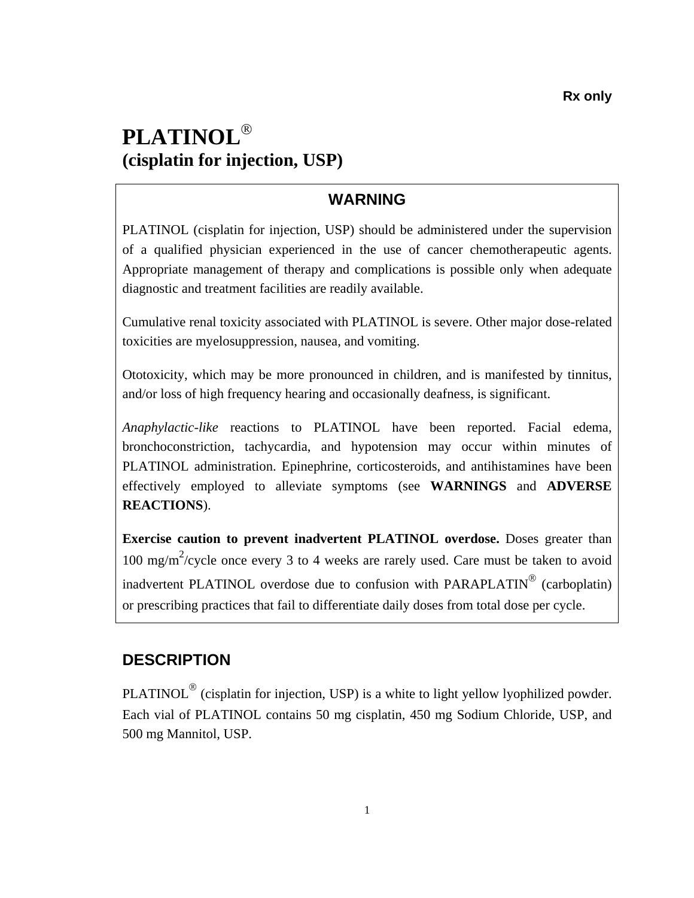**Rx only**

# PLATINOL®
## (cisplatin for injection, USP)

### WARNING

PLATINOL (cisplatin for injection, USP) should be administered under the supervision of a qualified physician experienced in the use of cancer chemotherapeutic agents. Appropriate management of therapy and complications is possible only when adequate diagnostic and treatment facilities are readily available.

Cumulative renal toxicity associated with PLATINOL is severe. Other major dose-related toxicities are myelosuppression, nausea, and vomiting.

Ototoxicity, which may be more pronounced in children, and is manifested by tinnitus, and/or loss of high frequency hearing and occasionally deafness, is significant.

*Anaphylactic-like* reactions to PLATINOL have been reported. Facial edema, bronchoconstriction, tachycardia, and hypotension may occur within minutes of PLATINOL administration. Epinephrine, corticosteroids, and antihistamines have been effectively employed to alleviate symptoms (see **WARNINGS** and **ADVERSE REACTIONS**).

**Exercise caution to prevent inadvertent PLATINOL overdose.** Doses greater than 100 mg/m$^2$/cycle once every 3 to 4 weeks are rarely used. Care must be taken to avoid inadvertent PLATINOL overdose due to confusion with PARAPLATIN® (carboplatin) or prescribing practices that fail to differentiate daily doses from total dose per cycle.

## DESCRIPTION

PLATINOL® (cisplatin for injection, USP) is a white to light yellow lyophilized powder. Each vial of PLATINOL contains 50 mg cisplatin, 450 mg Sodium Chloride, USP, and 500 mg Mannitol, USP.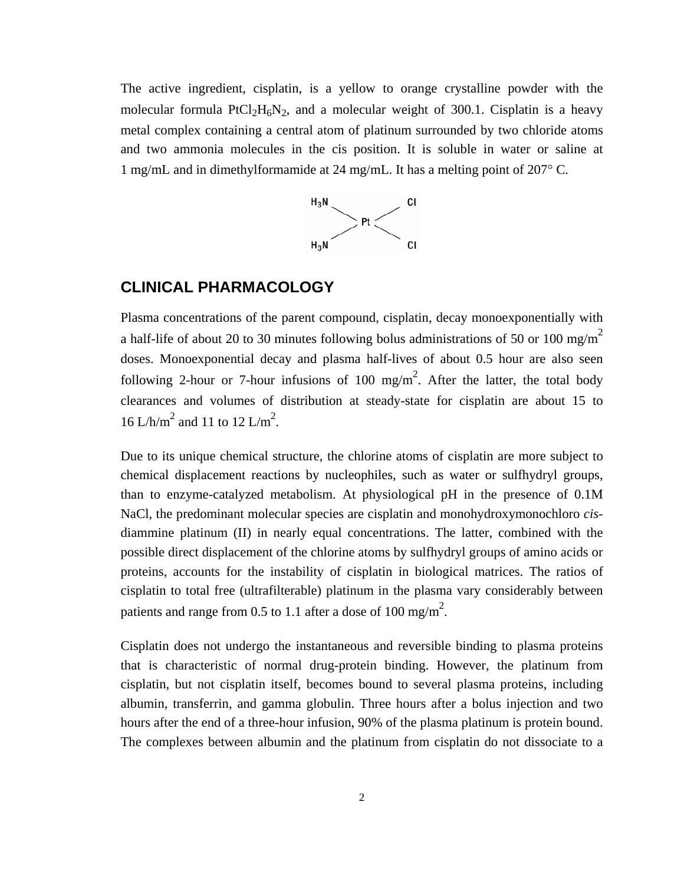The active ingredient, cisplatin, is a yellow to orange crystalline powder with the molecular formula $PtCl_2H_6N_2$, and a molecular weight of 300.1. Cisplatin is a heavy metal complex containing a central atom of platinum surrounded by two chloride atoms and two ammonia molecules in the cis position. It is soluble in water or saline at 1 mg/mL and in dimethylformamide at 24 mg/mL. It has a melting point of 207° C.

## CLINICAL PHARMACOLOGY

Plasma concentrations of the parent compound, cisplatin, decay monoexponentially with a half-life of about 20 to 30 minutes following bolus administrations of 50 or 100 mg/$m^2$ doses. Monoexponential decay and plasma half-lives of about 0.5 hour are also seen following 2-hour or 7-hour infusions of 100 mg/$m^2$. After the latter, the total body clearances and volumes of distribution at steady-state for cisplatin are about 15 to 16 L/h/$m^2$ and 11 to 12 L/$m^2$.

Due to its unique chemical structure, the chlorine atoms of cisplatin are more subject to chemical displacement reactions by nucleophiles, such as water or sulfhydryl groups, than to enzyme-catalyzed metabolism. At physiological pH in the presence of 0.1M NaCl, the predominant molecular species are cisplatin and monohydroxymonochloro *cis*-diammine platinum (II) in nearly equal concentrations. The latter, combined with the possible direct displacement of the chlorine atoms by sulfhydryl groups of amino acids or proteins, accounts for the instability of cisplatin in biological matrices. The ratios of cisplatin to total free (ultrafilterable) platinum in the plasma vary considerably between patients and range from 0.5 to 1.1 after a dose of 100 mg/$m^2$.

Cisplatin does not undergo the instantaneous and reversible binding to plasma proteins that is characteristic of normal drug-protein binding. However, the platinum from cisplatin, but not cisplatin itself, becomes bound to several plasma proteins, including albumin, transferrin, and gamma globulin. Three hours after a bolus injection and two hours after the end of a three-hour infusion, 90% of the plasma platinum is protein bound. The complexes between albumin and the platinum from cisplatin do not dissociate to a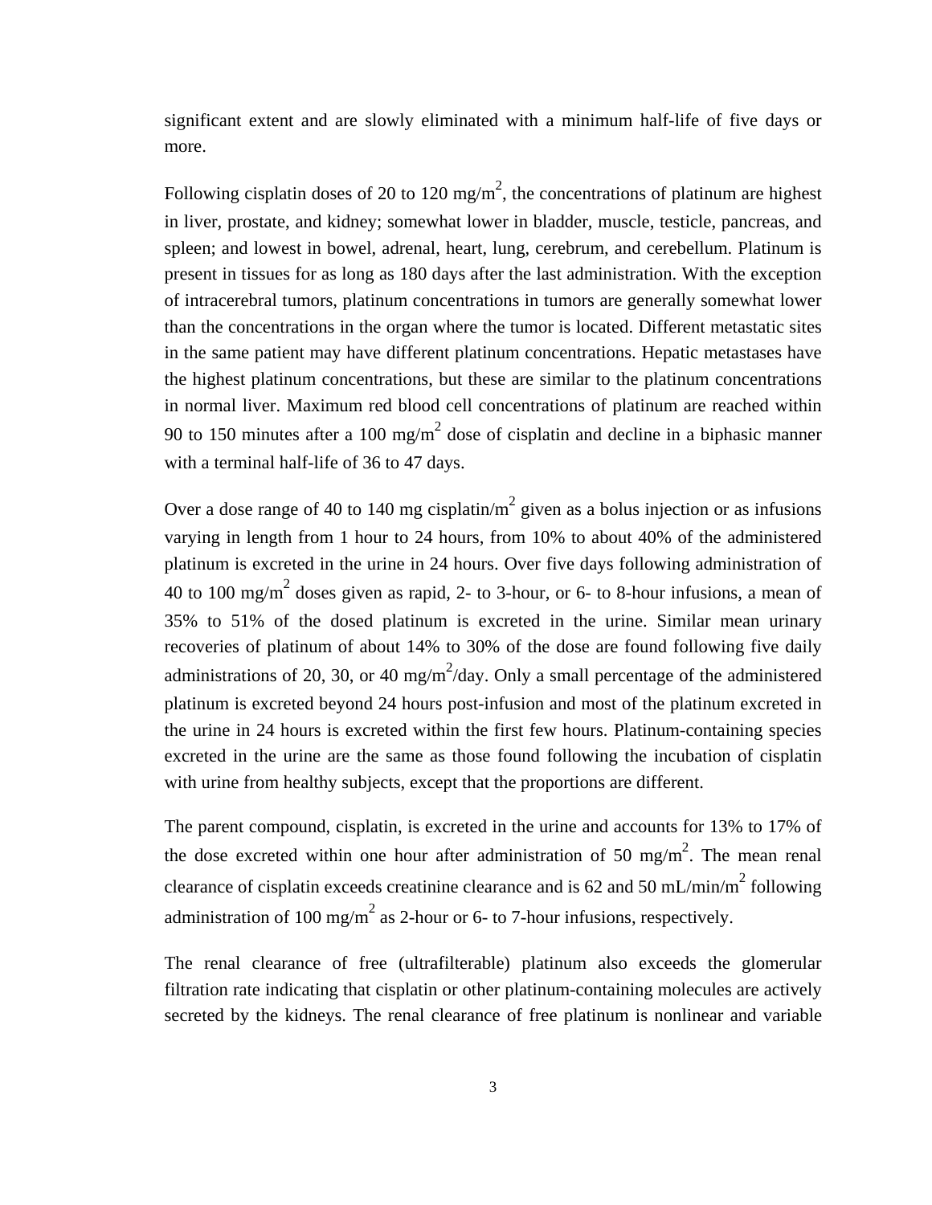significant extent and are slowly eliminated with a minimum half-life of five days or more.

Following cisplatin doses of 20 to 120 mg/m$^2$, the concentrations of platinum are highest in liver, prostate, and kidney; somewhat lower in bladder, muscle, testicle, pancreas, and spleen; and lowest in bowel, adrenal, heart, lung, cerebrum, and cerebellum. Platinum is present in tissues for as long as 180 days after the last administration. With the exception of intracerebral tumors, platinum concentrations in tumors are generally somewhat lower than the concentrations in the organ where the tumor is located. Different metastatic sites in the same patient may have different platinum concentrations. Hepatic metastases have the highest platinum concentrations, but these are similar to the platinum concentrations in normal liver. Maximum red blood cell concentrations of platinum are reached within 90 to 150 minutes after a 100 mg/m$^2$ dose of cisplatin and decline in a biphasic manner with a terminal half-life of 36 to 47 days.

Over a dose range of 40 to 140 mg cisplatin/m$^2$ given as a bolus injection or as infusions varying in length from 1 hour to 24 hours, from 10% to about 40% of the administered platinum is excreted in the urine in 24 hours. Over five days following administration of 40 to 100 mg/m$^2$ doses given as rapid, 2- to 3-hour, or 6- to 8-hour infusions, a mean of 35% to 51% of the dosed platinum is excreted in the urine. Similar mean urinary recoveries of platinum of about 14% to 30% of the dose are found following five daily administrations of 20, 30, or 40 mg/m$^2$/day. Only a small percentage of the administered platinum is excreted beyond 24 hours post-infusion and most of the platinum excreted in the urine in 24 hours is excreted within the first few hours. Platinum-containing species excreted in the urine are the same as those found following the incubation of cisplatin with urine from healthy subjects, except that the proportions are different.

The parent compound, cisplatin, is excreted in the urine and accounts for 13% to 17% of the dose excreted within one hour after administration of 50 mg/m$^2$. The mean renal clearance of cisplatin exceeds creatinine clearance and is 62 and 50 mL/min/m$^2$ following administration of 100 mg/m$^2$ as 2-hour or 6- to 7-hour infusions, respectively.

The renal clearance of free (ultrafilterable) platinum also exceeds the glomerular filtration rate indicating that cisplatin or other platinum-containing molecules are actively secreted by the kidneys. The renal clearance of free platinum is nonlinear and variable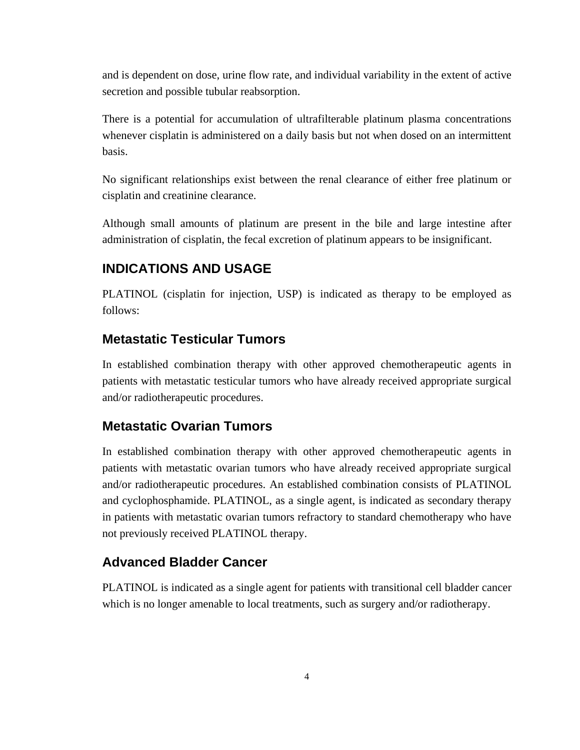and is dependent on dose, urine flow rate, and individual variability in the extent of active secretion and possible tubular reabsorption.

There is a potential for accumulation of ultrafilterable platinum plasma concentrations whenever cisplatin is administered on a daily basis but not when dosed on an intermittent basis.

No significant relationships exist between the renal clearance of either free platinum or cisplatin and creatinine clearance.

Although small amounts of platinum are present in the bile and large intestine after administration of cisplatin, the fecal excretion of platinum appears to be insignificant.

## INDICATIONS AND USAGE

PLATINOL (cisplatin for injection, USP) is indicated as therapy to be employed as follows:

### Metastatic Testicular Tumors

In established combination therapy with other approved chemotherapeutic agents in patients with metastatic testicular tumors who have already received appropriate surgical and/or radiotherapeutic procedures.

### Metastatic Ovarian Tumors

In established combination therapy with other approved chemotherapeutic agents in patients with metastatic ovarian tumors who have already received appropriate surgical and/or radiotherapeutic procedures. An established combination consists of PLATINOL and cyclophosphamide. PLATINOL, as a single agent, is indicated as secondary therapy in patients with metastatic ovarian tumors refractory to standard chemotherapy who have not previously received PLATINOL therapy.

### Advanced Bladder Cancer

PLATINOL is indicated as a single agent for patients with transitional cell bladder cancer which is no longer amenable to local treatments, such as surgery and/or radiotherapy.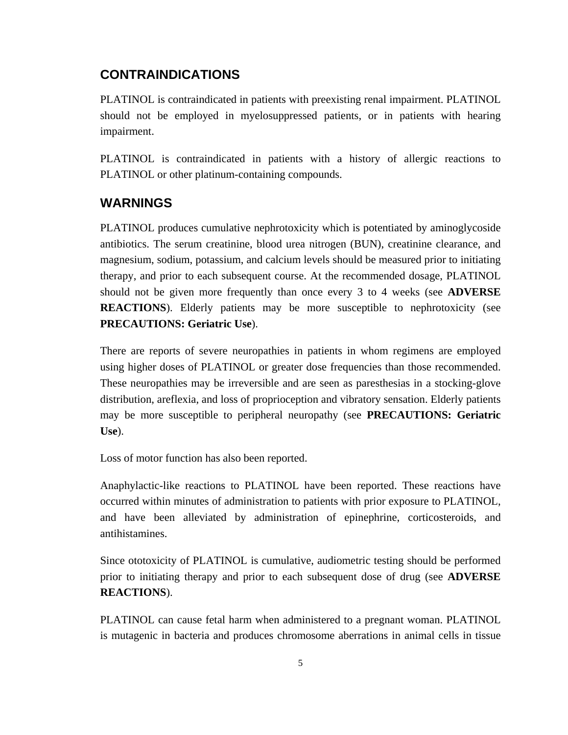## CONTRAINDICATIONS

PLATINOL is contraindicated in patients with preexisting renal impairment. PLATINOL should not be employed in myelosuppressed patients, or in patients with hearing impairment.

PLATINOL is contraindicated in patients with a history of allergic reactions to PLATINOL or other platinum-containing compounds.

## WARNINGS

PLATINOL produces cumulative nephrotoxicity which is potentiated by aminoglycoside antibiotics. The serum creatinine, blood urea nitrogen (BUN), creatinine clearance, and magnesium, sodium, potassium, and calcium levels should be measured prior to initiating therapy, and prior to each subsequent course. At the recommended dosage, PLATINOL should not be given more frequently than once every 3 to 4 weeks (see **ADVERSE REACTIONS**). Elderly patients may be more susceptible to nephrotoxicity (see **PRECAUTIONS: Geriatric Use**).

There are reports of severe neuropathies in patients in whom regimens are employed using higher doses of PLATINOL or greater dose frequencies than those recommended. These neuropathies may be irreversible and are seen as paresthesias in a stocking-glove distribution, areflexia, and loss of proprioception and vibratory sensation. Elderly patients may be more susceptible to peripheral neuropathy (see **PRECAUTIONS: Geriatric Use**).

Loss of motor function has also been reported.

Anaphylactic-like reactions to PLATINOL have been reported. These reactions have occurred within minutes of administration to patients with prior exposure to PLATINOL, and have been alleviated by administration of epinephrine, corticosteroids, and antihistamines.

Since ototoxicity of PLATINOL is cumulative, audiometric testing should be performed prior to initiating therapy and prior to each subsequent dose of drug (see **ADVERSE REACTIONS**).

PLATINOL can cause fetal harm when administered to a pregnant woman. PLATINOL is mutagenic in bacteria and produces chromosome aberrations in animal cells in tissue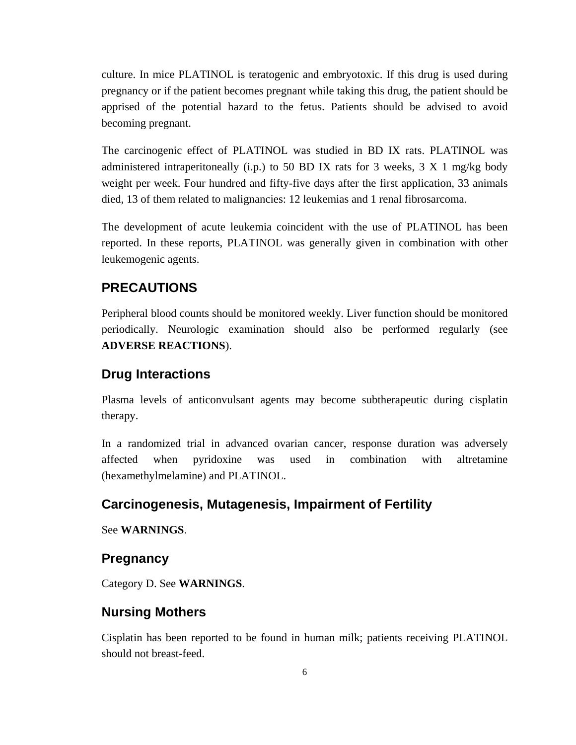culture. In mice PLATINOL is teratogenic and embryotoxic. If this drug is used during pregnancy or if the patient becomes pregnant while taking this drug, the patient should be apprised of the potential hazard to the fetus. Patients should be advised to avoid becoming pregnant.

The carcinogenic effect of PLATINOL was studied in BD IX rats. PLATINOL was administered intraperitoneally (i.p.) to 50 BD IX rats for 3 weeks, 3 X 1 mg/kg body weight per week. Four hundred and fifty-five days after the first application, 33 animals died, 13 of them related to malignancies: 12 leukemias and 1 renal fibrosarcoma.

The development of acute leukemia coincident with the use of PLATINOL has been reported. In these reports, PLATINOL was generally given in combination with other leukemogenic agents.

## PRECAUTIONS

Peripheral blood counts should be monitored weekly. Liver function should be monitored periodically. Neurologic examination should also be performed regularly (see **ADVERSE REACTIONS**).

### Drug Interactions

Plasma levels of anticonvulsant agents may become subtherapeutic during cisplatin therapy.

In a randomized trial in advanced ovarian cancer, response duration was adversely affected when pyridoxine was used in combination with altretamine (hexamethylmelamine) and PLATINOL.

### Carcinogenesis, Mutagenesis, Impairment of Fertility

See **WARNINGS**.

### Pregnancy

Category D. See **WARNINGS**.

### Nursing Mothers

Cisplatin has been reported to be found in human milk; patients receiving PLATINOL should not breast-feed.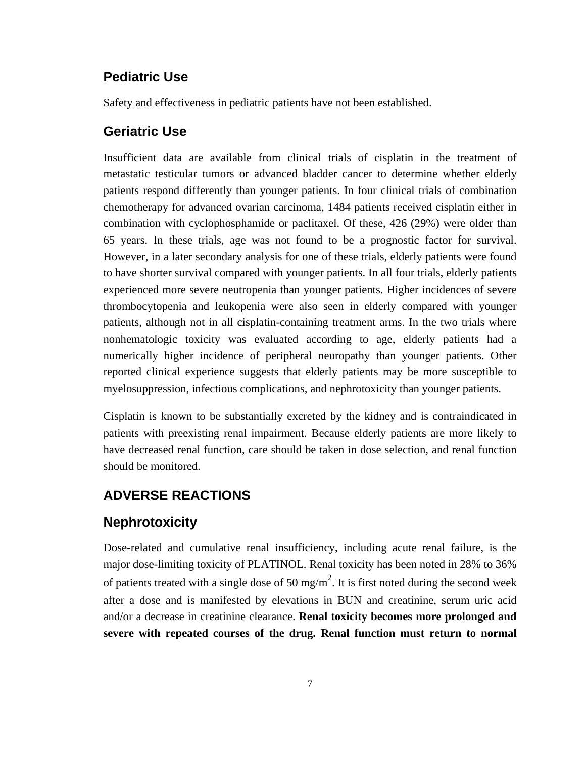## Pediatric Use

Safety and effectiveness in pediatric patients have not been established.

## Geriatric Use

Insufficient data are available from clinical trials of cisplatin in the treatment of metastatic testicular tumors or advanced bladder cancer to determine whether elderly patients respond differently than younger patients. In four clinical trials of combination chemotherapy for advanced ovarian carcinoma, 1484 patients received cisplatin either in combination with cyclophosphamide or paclitaxel. Of these, 426 (29%) were older than 65 years. In these trials, age was not found to be a prognostic factor for survival. However, in a later secondary analysis for one of these trials, elderly patients were found to have shorter survival compared with younger patients. In all four trials, elderly patients experienced more severe neutropenia than younger patients. Higher incidences of severe thrombocytopenia and leukopenia were also seen in elderly compared with younger patients, although not in all cisplatin-containing treatment arms. In the two trials where nonhematologic toxicity was evaluated according to age, elderly patients had a numerically higher incidence of peripheral neuropathy than younger patients. Other reported clinical experience suggests that elderly patients may be more susceptible to myelosuppression, infectious complications, and nephrotoxicity than younger patients.

Cisplatin is known to be substantially excreted by the kidney and is contraindicated in patients with preexisting renal impairment. Because elderly patients are more likely to have decreased renal function, care should be taken in dose selection, and renal function should be monitored.

# ADVERSE REACTIONS

## Nephrotoxicity

Dose-related and cumulative renal insufficiency, including acute renal failure, is the major dose-limiting toxicity of PLATINOL. Renal toxicity has been noted in 28% to 36% of patients treated with a single dose of 50 mg/m$^2$. It is first noted during the second week after a dose and is manifested by elevations in BUN and creatinine, serum uric acid and/or a decrease in creatinine clearance. **Renal toxicity becomes more prolonged and severe with repeated courses of the drug. Renal function must return to normal**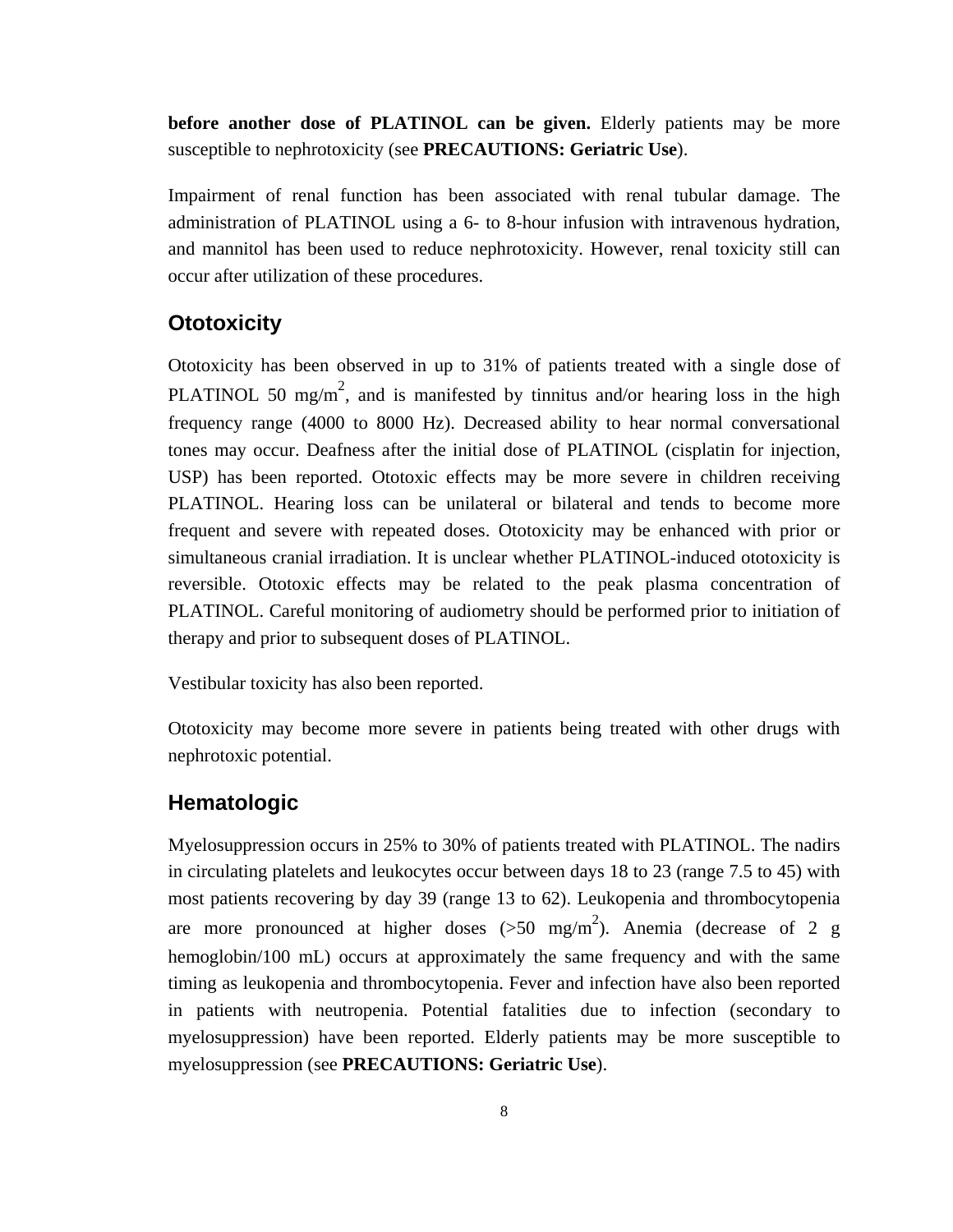**before another dose of PLATINOL can be given.** Elderly patients may be more susceptible to nephrotoxicity (see **PRECAUTIONS: Geriatric Use**).

Impairment of renal function has been associated with renal tubular damage. The administration of PLATINOL using a 6- to 8-hour infusion with intravenous hydration, and mannitol has been used to reduce nephrotoxicity. However, renal toxicity still can occur after utilization of these procedures.

## Ototoxicity

Ototoxicity has been observed in up to 31% of patients treated with a single dose of PLATINOL 50 mg/m$^2$, and is manifested by tinnitus and/or hearing loss in the high frequency range (4000 to 8000 Hz). Decreased ability to hear normal conversational tones may occur. Deafness after the initial dose of PLATINOL (cisplatin for injection, USP) has been reported. Ototoxic effects may be more severe in children receiving PLATINOL. Hearing loss can be unilateral or bilateral and tends to become more frequent and severe with repeated doses. Ototoxicity may be enhanced with prior or simultaneous cranial irradiation. It is unclear whether PLATINOL-induced ototoxicity is reversible. Ototoxic effects may be related to the peak plasma concentration of PLATINOL. Careful monitoring of audiometry should be performed prior to initiation of therapy and prior to subsequent doses of PLATINOL.

Vestibular toxicity has also been reported.

Ototoxicity may become more severe in patients being treated with other drugs with nephrotoxic potential.

## Hematologic

Myelosuppression occurs in 25% to 30% of patients treated with PLATINOL. The nadirs in circulating platelets and leukocytes occur between days 18 to 23 (range 7.5 to 45) with most patients recovering by day 39 (range 13 to 62). Leukopenia and thrombocytopenia are more pronounced at higher doses (>50 mg/m$^2$). Anemia (decrease of 2 g hemoglobin/100 mL) occurs at approximately the same frequency and with the same timing as leukopenia and thrombocytopenia. Fever and infection have also been reported in patients with neutropenia. Potential fatalities due to infection (secondary to myelosuppression) have been reported. Elderly patients may be more susceptible to myelosuppression (see **PRECAUTIONS: Geriatric Use**).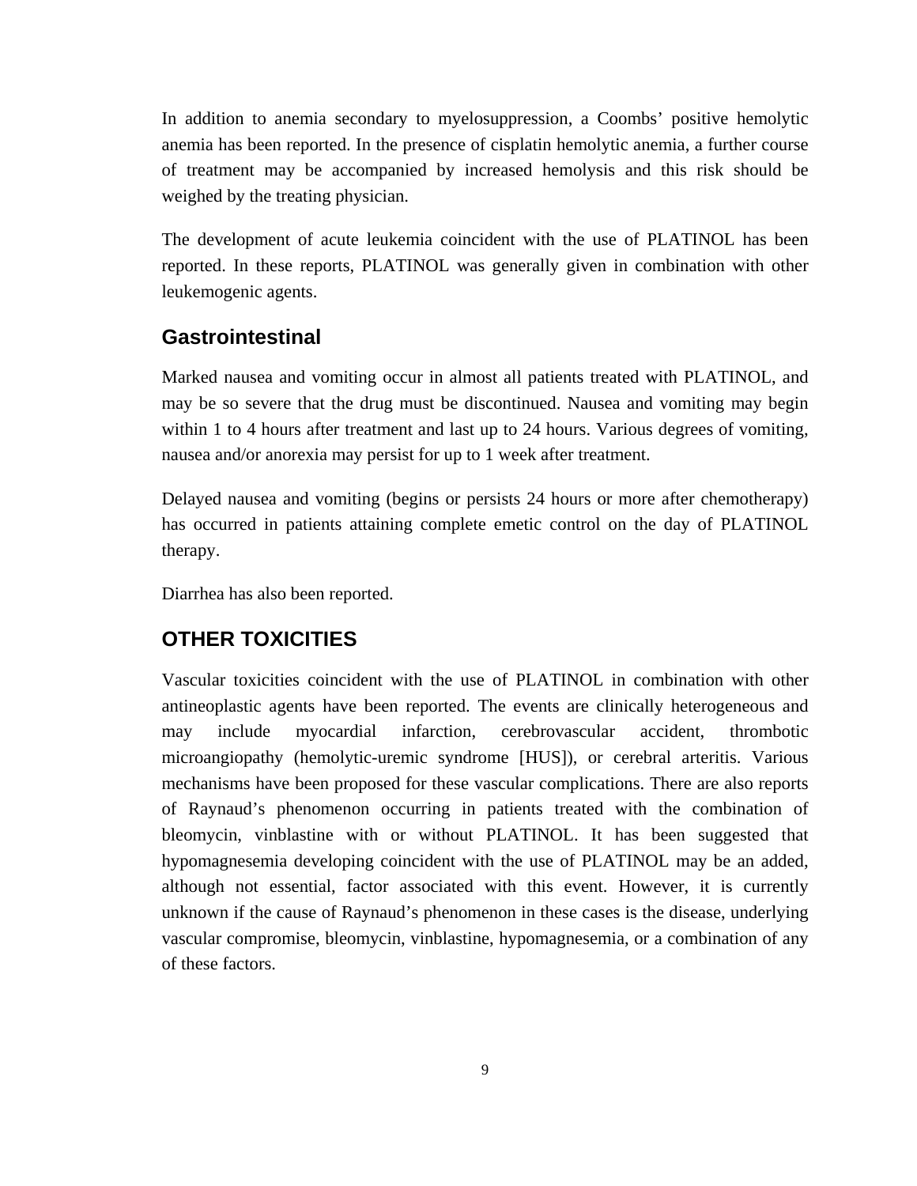In addition to anemia secondary to myelosuppression, a Coombs' positive hemolytic anemia has been reported. In the presence of cisplatin hemolytic anemia, a further course of treatment may be accompanied by increased hemolysis and this risk should be weighed by the treating physician.

The development of acute leukemia coincident with the use of PLATINOL has been reported. In these reports, PLATINOL was generally given in combination with other leukemogenic agents.

## Gastrointestinal

Marked nausea and vomiting occur in almost all patients treated with PLATINOL, and may be so severe that the drug must be discontinued. Nausea and vomiting may begin within 1 to 4 hours after treatment and last up to 24 hours. Various degrees of vomiting, nausea and/or anorexia may persist for up to 1 week after treatment.

Delayed nausea and vomiting (begins or persists 24 hours or more after chemotherapy) has occurred in patients attaining complete emetic control on the day of PLATINOL therapy.

Diarrhea has also been reported.

## OTHER TOXICITIES

Vascular toxicities coincident with the use of PLATINOL in combination with other antineoplastic agents have been reported. The events are clinically heterogeneous and may include myocardial infarction, cerebrovascular accident, thrombotic microangiopathy (hemolytic-uremic syndrome [HUS]), or cerebral arteritis. Various mechanisms have been proposed for these vascular complications. There are also reports of Raynaud's phenomenon occurring in patients treated with the combination of bleomycin, vinblastine with or without PLATINOL. It has been suggested that hypomagnesemia developing coincident with the use of PLATINOL may be an added, although not essential, factor associated with this event. However, it is currently unknown if the cause of Raynaud's phenomenon in these cases is the disease, underlying vascular compromise, bleomycin, vinblastine, hypomagnesemia, or a combination of any of these factors.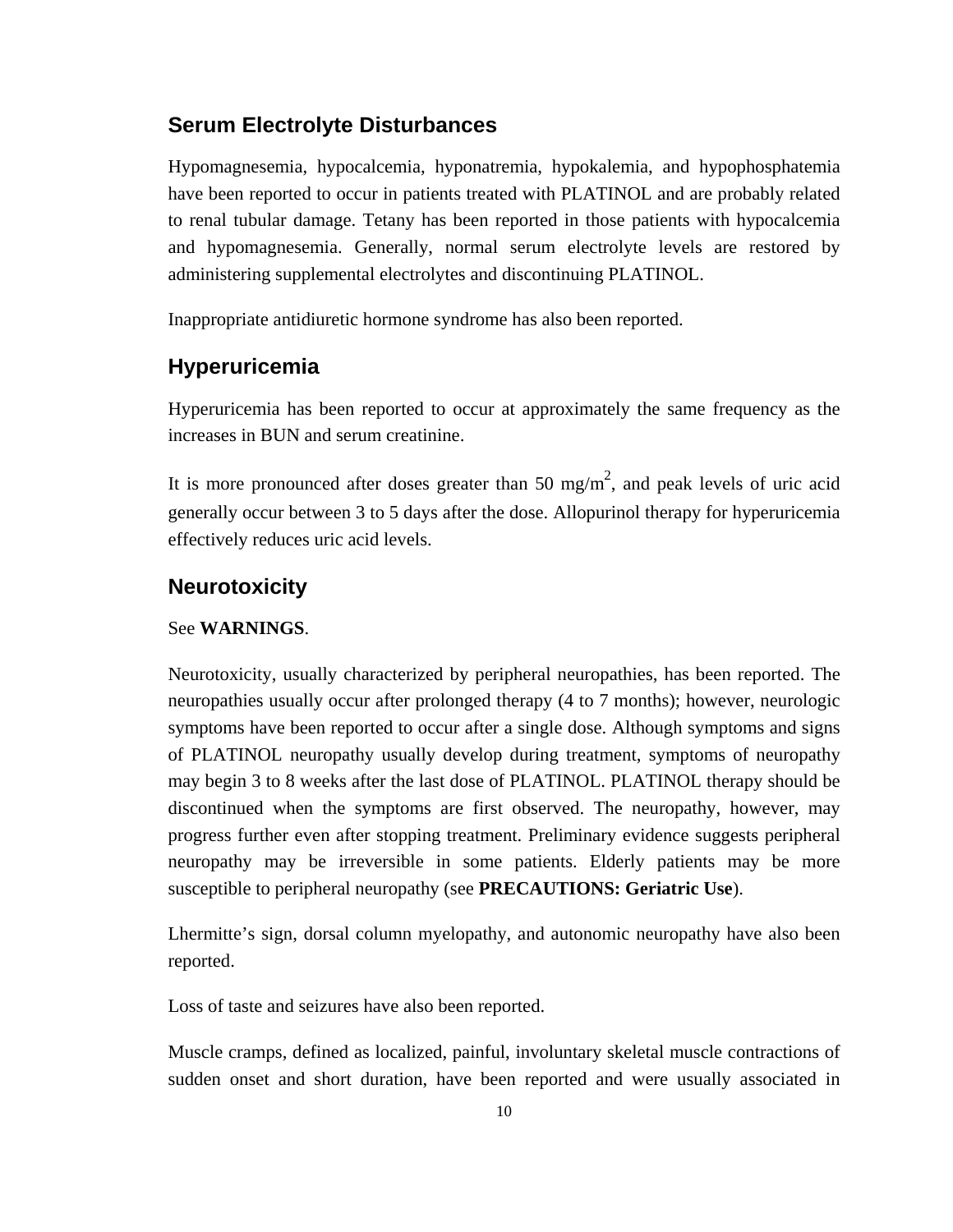## Serum Electrolyte Disturbances

Hypomagnesemia, hypocalcemia, hyponatremia, hypokalemia, and hypophosphatemia have been reported to occur in patients treated with PLATINOL and are probably related to renal tubular damage. Tetany has been reported in those patients with hypocalcemia and hypomagnesemia. Generally, normal serum electrolyte levels are restored by administering supplemental electrolytes and discontinuing PLATINOL.

Inappropriate antidiuretic hormone syndrome has also been reported.

## Hyperuricemia

Hyperuricemia has been reported to occur at approximately the same frequency as the increases in BUN and serum creatinine.

It is more pronounced after doses greater than 50 $mg/m^2$, and peak levels of uric acid generally occur between 3 to 5 days after the dose. Allopurinol therapy for hyperuricemia effectively reduces uric acid levels.

## Neurotoxicity

See **WARNINGS**.

Neurotoxicity, usually characterized by peripheral neuropathies, has been reported. The neuropathies usually occur after prolonged therapy (4 to 7 months); however, neurologic symptoms have been reported to occur after a single dose. Although symptoms and signs of PLATINOL neuropathy usually develop during treatment, symptoms of neuropathy may begin 3 to 8 weeks after the last dose of PLATINOL. PLATINOL therapy should be discontinued when the symptoms are first observed. The neuropathy, however, may progress further even after stopping treatment. Preliminary evidence suggests peripheral neuropathy may be irreversible in some patients. Elderly patients may be more susceptible to peripheral neuropathy (see **PRECAUTIONS: Geriatric Use**).

Lhermitte's sign, dorsal column myelopathy, and autonomic neuropathy have also been reported.

Loss of taste and seizures have also been reported.

Muscle cramps, defined as localized, painful, involuntary skeletal muscle contractions of sudden onset and short duration, have been reported and were usually associated in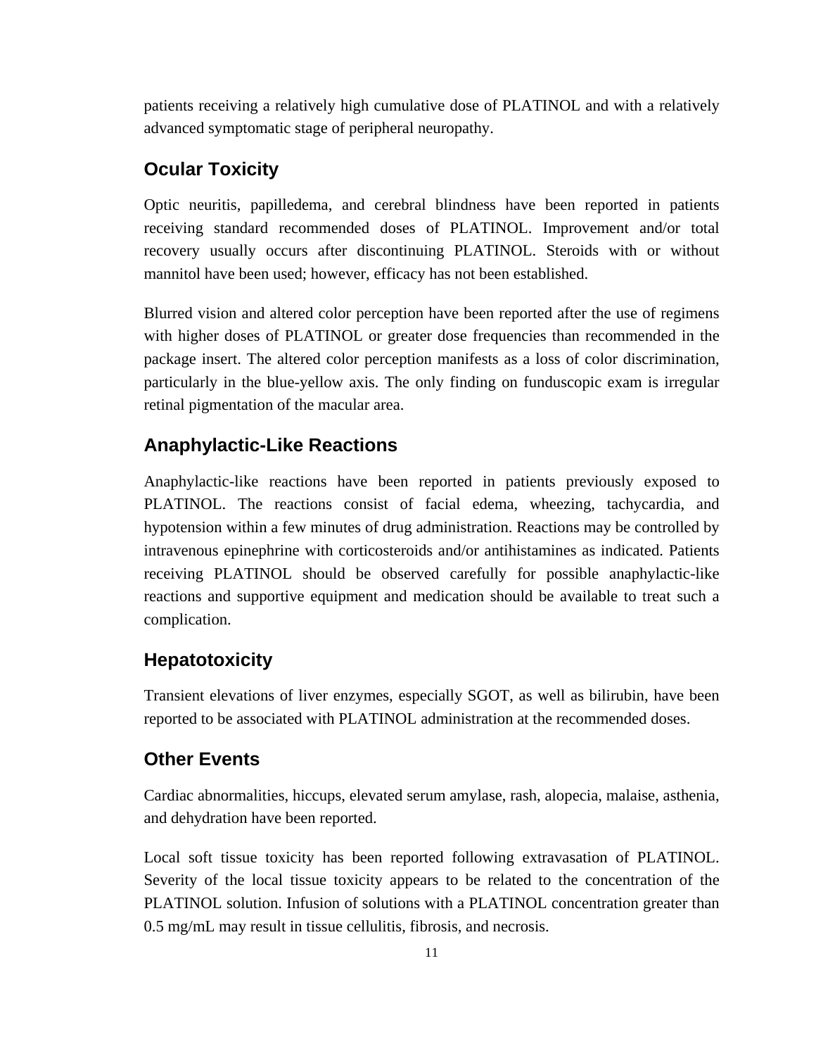patients receiving a relatively high cumulative dose of PLATINOL and with a relatively advanced symptomatic stage of peripheral neuropathy.

## Ocular Toxicity

Optic neuritis, papilledema, and cerebral blindness have been reported in patients receiving standard recommended doses of PLATINOL. Improvement and/or total recovery usually occurs after discontinuing PLATINOL. Steroids with or without mannitol have been used; however, efficacy has not been established.

Blurred vision and altered color perception have been reported after the use of regimens with higher doses of PLATINOL or greater dose frequencies than recommended in the package insert. The altered color perception manifests as a loss of color discrimination, particularly in the blue-yellow axis. The only finding on funduscopic exam is irregular retinal pigmentation of the macular area.

## Anaphylactic-Like Reactions

Anaphylactic-like reactions have been reported in patients previously exposed to PLATINOL. The reactions consist of facial edema, wheezing, tachycardia, and hypotension within a few minutes of drug administration. Reactions may be controlled by intravenous epinephrine with corticosteroids and/or antihistamines as indicated. Patients receiving PLATINOL should be observed carefully for possible anaphylactic-like reactions and supportive equipment and medication should be available to treat such a complication.

## Hepatotoxicity

Transient elevations of liver enzymes, especially SGOT, as well as bilirubin, have been reported to be associated with PLATINOL administration at the recommended doses.

## Other Events

Cardiac abnormalities, hiccups, elevated serum amylase, rash, alopecia, malaise, asthenia, and dehydration have been reported.

Local soft tissue toxicity has been reported following extravasation of PLATINOL. Severity of the local tissue toxicity appears to be related to the concentration of the PLATINOL solution. Infusion of solutions with a PLATINOL concentration greater than 0.5 mg/mL may result in tissue cellulitis, fibrosis, and necrosis.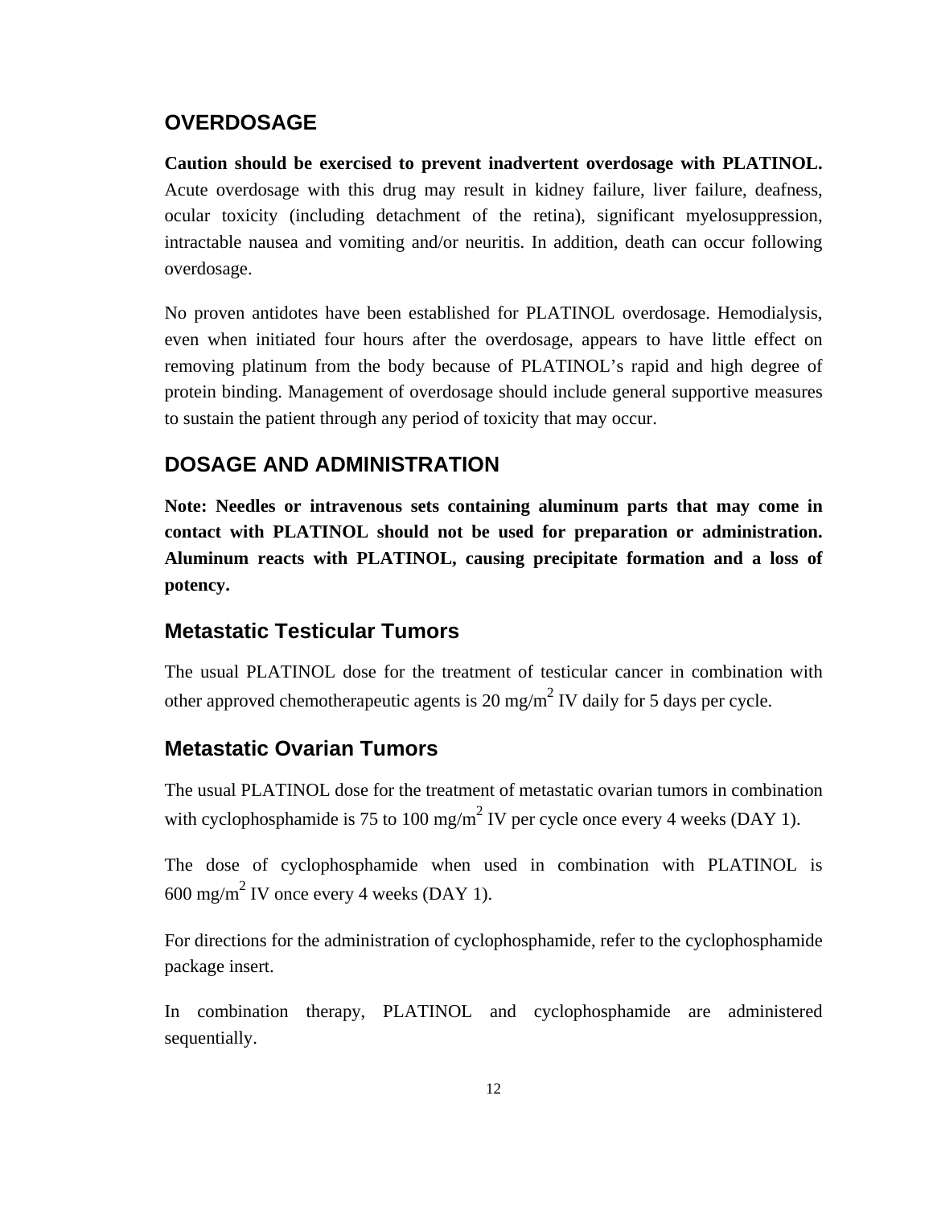## OVERDOSAGE

**Caution should be exercised to prevent inadvertent overdosage with PLATINOL.** Acute overdosage with this drug may result in kidney failure, liver failure, deafness, ocular toxicity (including detachment of the retina), significant myelosuppression, intractable nausea and vomiting and/or neuritis. In addition, death can occur following overdosage.

No proven antidotes have been established for PLATINOL overdosage. Hemodialysis, even when initiated four hours after the overdosage, appears to have little effect on removing platinum from the body because of PLATINOL's rapid and high degree of protein binding. Management of overdosage should include general supportive measures to sustain the patient through any period of toxicity that may occur.

## DOSAGE AND ADMINISTRATION

**Note: Needles or intravenous sets containing aluminum parts that may come in contact with PLATINOL should not be used for preparation or administration. Aluminum reacts with PLATINOL, causing precipitate formation and a loss of potency.**

### Metastatic Testicular Tumors

The usual PLATINOL dose for the treatment of testicular cancer in combination with other approved chemotherapeutic agents is 20 mg/$m^2$ IV daily for 5 days per cycle.

### Metastatic Ovarian Tumors

The usual PLATINOL dose for the treatment of metastatic ovarian tumors in combination with cyclophosphamide is 75 to 100 mg/$m^2$ IV per cycle once every 4 weeks (DAY 1).

The dose of cyclophosphamide when used in combination with PLATINOL is 600 mg/$m^2$ IV once every 4 weeks (DAY 1).

For directions for the administration of cyclophosphamide, refer to the cyclophosphamide package insert.

In combination therapy, PLATINOL and cyclophosphamide are administered sequentially.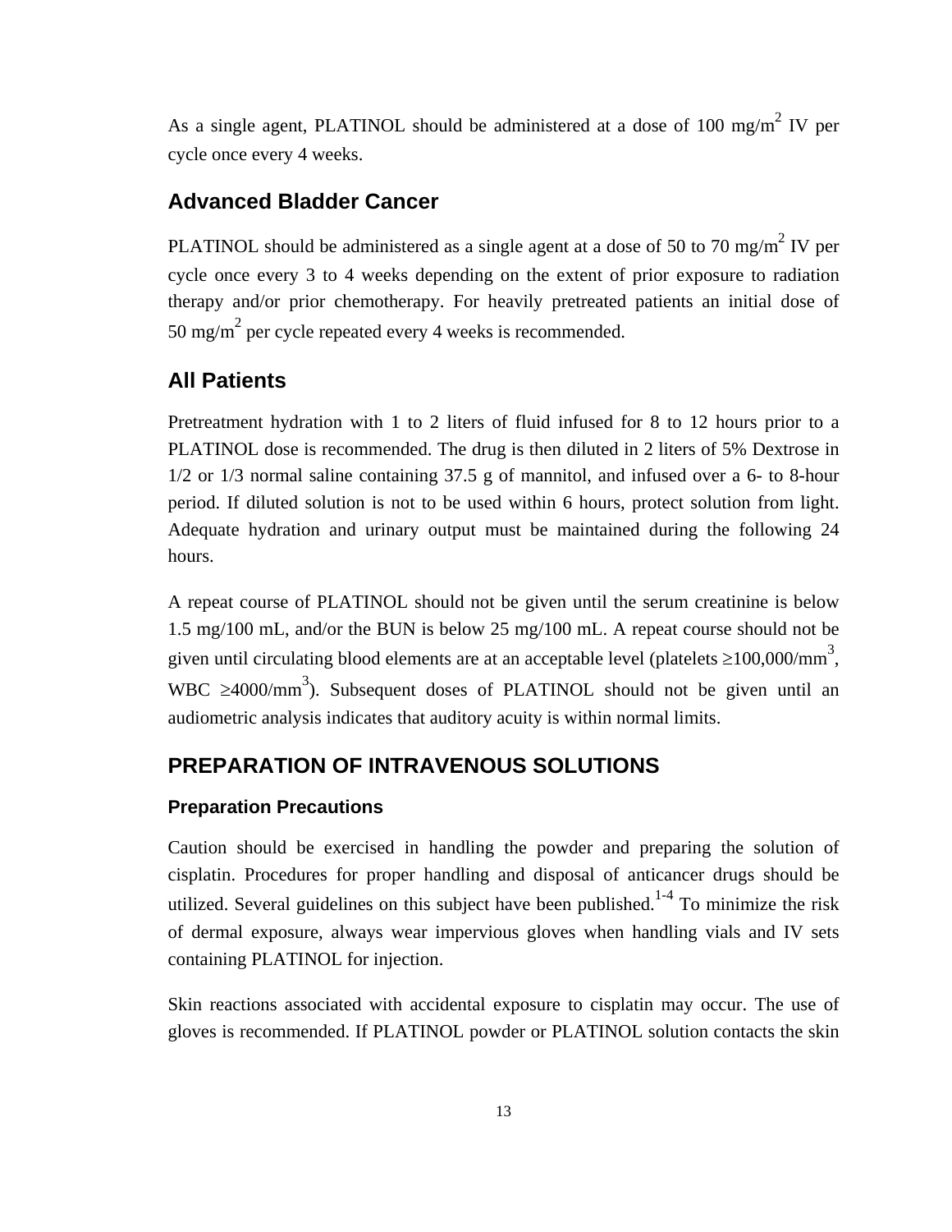As a single agent, PLATINOL should be administered at a dose of 100 $mg/m^2$ IV per cycle once every 4 weeks.

## Advanced Bladder Cancer

PLATINOL should be administered as a single agent at a dose of 50 to 70 $mg/m^2$ IV per cycle once every 3 to 4 weeks depending on the extent of prior exposure to radiation therapy and/or prior chemotherapy. For heavily pretreated patients an initial dose of 50 $mg/m^2$ per cycle repeated every 4 weeks is recommended.

## All Patients

Pretreatment hydration with 1 to 2 liters of fluid infused for 8 to 12 hours prior to a PLATINOL dose is recommended. The drug is then diluted in 2 liters of 5% Dextrose in 1/2 or 1/3 normal saline containing 37.5 g of mannitol, and infused over a 6- to 8-hour period. If diluted solution is not to be used within 6 hours, protect solution from light. Adequate hydration and urinary output must be maintained during the following 24 hours.

A repeat course of PLATINOL should not be given until the serum creatinine is below 1.5 mg/100 mL, and/or the BUN is below 25 mg/100 mL. A repeat course should not be given until circulating blood elements are at an acceptable level (platelets $\geq$100,000/$mm^3$, WBC $\geq$4000/$mm^3$). Subsequent doses of PLATINOL should not be given until an audiometric analysis indicates that auditory acuity is within normal limits.

## PREPARATION OF INTRAVENOUS SOLUTIONS

### Preparation Precautions

Caution should be exercised in handling the powder and preparing the solution of cisplatin. Procedures for proper handling and disposal of anticancer drugs should be utilized. Several guidelines on this subject have been published.[1-4] To minimize the risk of dermal exposure, always wear impervious gloves when handling vials and IV sets containing PLATINOL for injection.

Skin reactions associated with accidental exposure to cisplatin may occur. The use of gloves is recommended. If PLATINOL powder or PLATINOL solution contacts the skin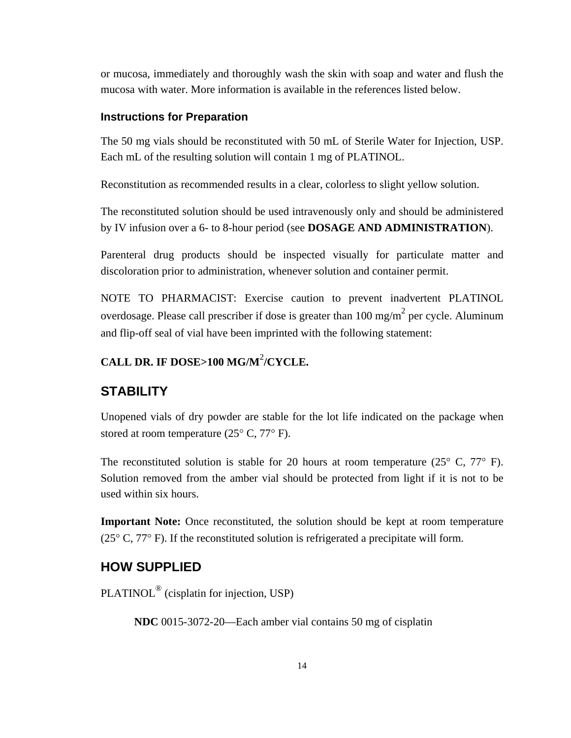or mucosa, immediately and thoroughly wash the skin with soap and water and flush the mucosa with water. More information is available in the references listed below.

### Instructions for Preparation

The 50 mg vials should be reconstituted with 50 mL of Sterile Water for Injection, USP. Each mL of the resulting solution will contain 1 mg of PLATINOL.

Reconstitution as recommended results in a clear, colorless to slight yellow solution.

The reconstituted solution should be used intravenously only and should be administered by IV infusion over a 6- to 8-hour period (see **DOSAGE AND ADMINISTRATION**).

Parenteral drug products should be inspected visually for particulate matter and discoloration prior to administration, whenever solution and container permit.

NOTE TO PHARMACIST: Exercise caution to prevent inadvertent PLATINOL overdosage. Please call prescriber if dose is greater than 100 $mg/m^2$ per cycle. Aluminum and flip-off seal of vial have been imprinted with the following statement:

**CALL DR. IF DOSE>100 $MG/M^2$/CYCLE.**

## STABILITY

Unopened vials of dry powder are stable for the lot life indicated on the package when stored at room temperature (25° C, 77° F).

The reconstituted solution is stable for 20 hours at room temperature (25° C, 77° F). Solution removed from the amber vial should be protected from light if it is not to be used within six hours.

**Important Note:** Once reconstituted, the solution should be kept at room temperature (25° C, 77° F). If the reconstituted solution is refrigerated a precipitate will form.

## HOW SUPPLIED

PLATINOL® (cisplatin for injection, USP)

**NDC** 0015-3072-20—Each amber vial contains 50 mg of cisplatin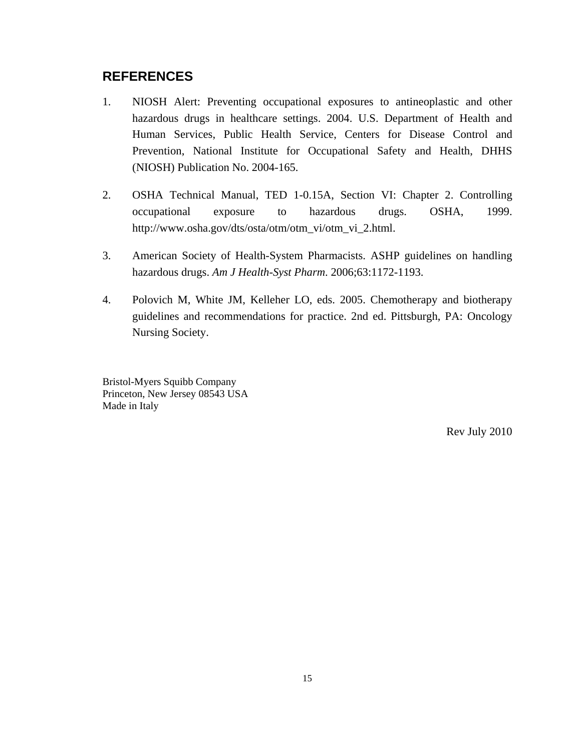## REFERENCES

1. NIOSH Alert: Preventing occupational exposures to antineoplastic and other hazardous drugs in healthcare settings. 2004. U.S. Department of Health and Human Services, Public Health Service, Centers for Disease Control and Prevention, National Institute for Occupational Safety and Health, DHHS (NIOSH) Publication No. 2004-165.

2. OSHA Technical Manual, TED 1-0.15A, Section VI: Chapter 2. Controlling occupational exposure to hazardous drugs. OSHA, 1999. http://www.osha.gov/dts/osta/otm/otm_vi/otm_vi_2.html.

3. American Society of Health-System Pharmacists. ASHP guidelines on handling hazardous drugs. *Am J Health-Syst Pharm*. 2006;63:1172-1193.

4. Polovich M, White JM, Kelleher LO, eds. 2005. Chemotherapy and biotherapy guidelines and recommendations for practice. 2nd ed. Pittsburgh, PA: Oncology Nursing Society.

Bristol-Myers Squibb Company
Princeton, New Jersey 08543 USA
Made in Italy

Rev July 2010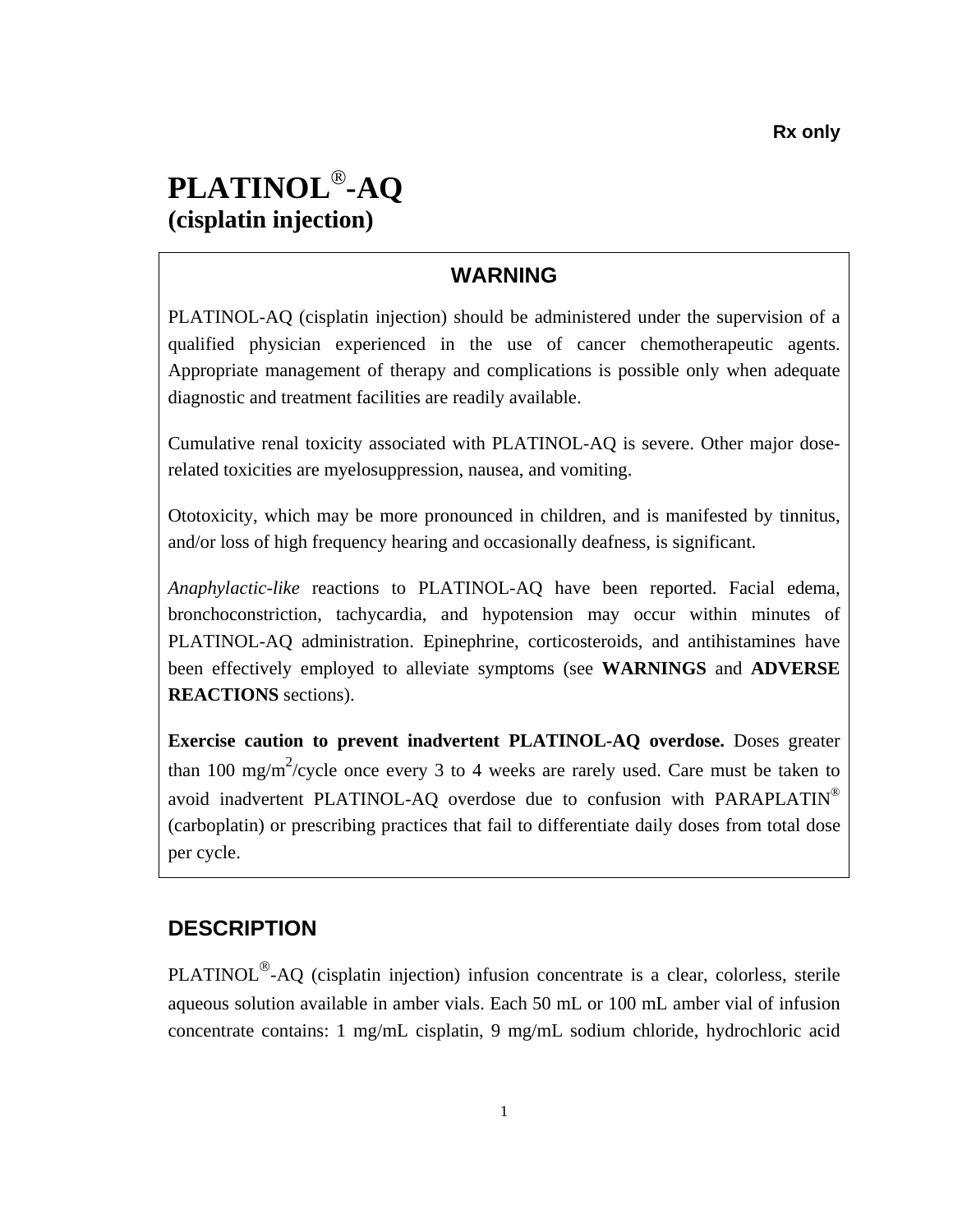**Rx only**

# PLATINOL®-AQ
**(cisplatin injection)**

## WARNING

PLATINOL-AQ (cisplatin injection) should be administered under the supervision of a qualified physician experienced in the use of cancer chemotherapeutic agents. Appropriate management of therapy and complications is possible only when adequate diagnostic and treatment facilities are readily available.

Cumulative renal toxicity associated with PLATINOL-AQ is severe. Other major dose-related toxicities are myelosuppression, nausea, and vomiting.

Ototoxicity, which may be more pronounced in children, and is manifested by tinnitus, and/or loss of high frequency hearing and occasionally deafness, is significant.

*Anaphylactic-like* reactions to PLATINOL-AQ have been reported. Facial edema, bronchoconstriction, tachycardia, and hypotension may occur within minutes of PLATINOL-AQ administration. Epinephrine, corticosteroids, and antihistamines have been effectively employed to alleviate symptoms (see **WARNINGS** and **ADVERSE REACTIONS** sections).

**Exercise caution to prevent inadvertent PLATINOL-AQ overdose.** Doses greater than 100 mg/m$^2$/cycle once every 3 to 4 weeks are rarely used. Care must be taken to avoid inadvertent PLATINOL-AQ overdose due to confusion with PARAPLATIN® (carboplatin) or prescribing practices that fail to differentiate daily doses from total dose per cycle.

## DESCRIPTION

PLATINOL®-AQ (cisplatin injection) infusion concentrate is a clear, colorless, sterile aqueous solution available in amber vials. Each 50 mL or 100 mL amber vial of infusion concentrate contains: 1 mg/mL cisplatin, 9 mg/mL sodium chloride, hydrochloric acid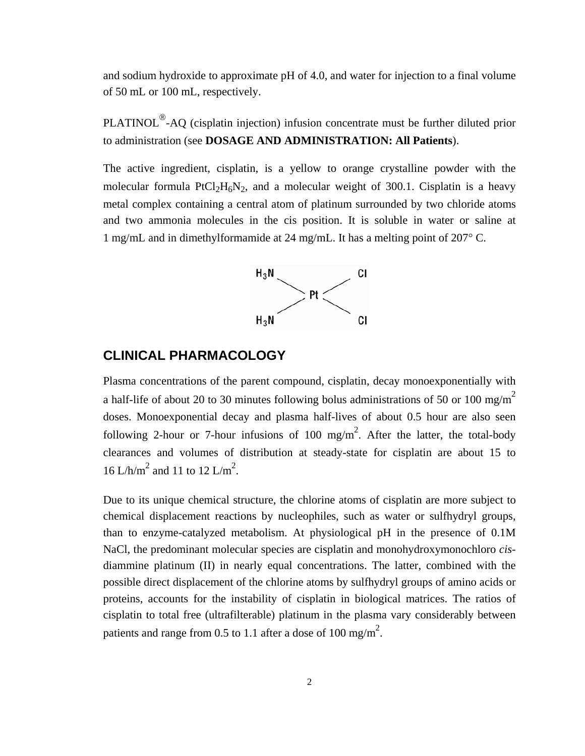and sodium hydroxide to approximate pH of 4.0, and water for injection to a final volume of 50 mL or 100 mL, respectively.

PLATINOL®-AQ (cisplatin injection) infusion concentrate must be further diluted prior to administration (see **DOSAGE AND ADMINISTRATION: All Patients**).

The active ingredient, cisplatin, is a yellow to orange crystalline powder with the molecular formula $PtCl_2H_6N_2$, and a molecular weight of 300.1. Cisplatin is a heavy metal complex containing a central atom of platinum surrounded by two chloride atoms and two ammonia molecules in the cis position. It is soluble in water or saline at 1 mg/mL and in dimethylformamide at 24 mg/mL. It has a melting point of 207° C.

## CLINICAL PHARMACOLOGY

Plasma concentrations of the parent compound, cisplatin, decay monoexponentially with a half-life of about 20 to 30 minutes following bolus administrations of 50 or 100 mg/$m^2$ doses. Monoexponential decay and plasma half-lives of about 0.5 hour are also seen following 2-hour or 7-hour infusions of 100 mg/$m^2$. After the latter, the total-body clearances and volumes of distribution at steady-state for cisplatin are about 15 to 16 L/h/$m^2$ and 11 to 12 L/$m^2$.

Due to its unique chemical structure, the chlorine atoms of cisplatin are more subject to chemical displacement reactions by nucleophiles, such as water or sulfhydryl groups, than to enzyme-catalyzed metabolism. At physiological pH in the presence of 0.1M NaCl, the predominant molecular species are cisplatin and monohydroxymonochloro *cis*-diammine platinum (II) in nearly equal concentrations. The latter, combined with the possible direct displacement of the chlorine atoms by sulfhydryl groups of amino acids or proteins, accounts for the instability of cisplatin in biological matrices. The ratios of cisplatin to total free (ultrafilterable) platinum in the plasma vary considerably between patients and range from 0.5 to 1.1 after a dose of 100 mg/$m^2$.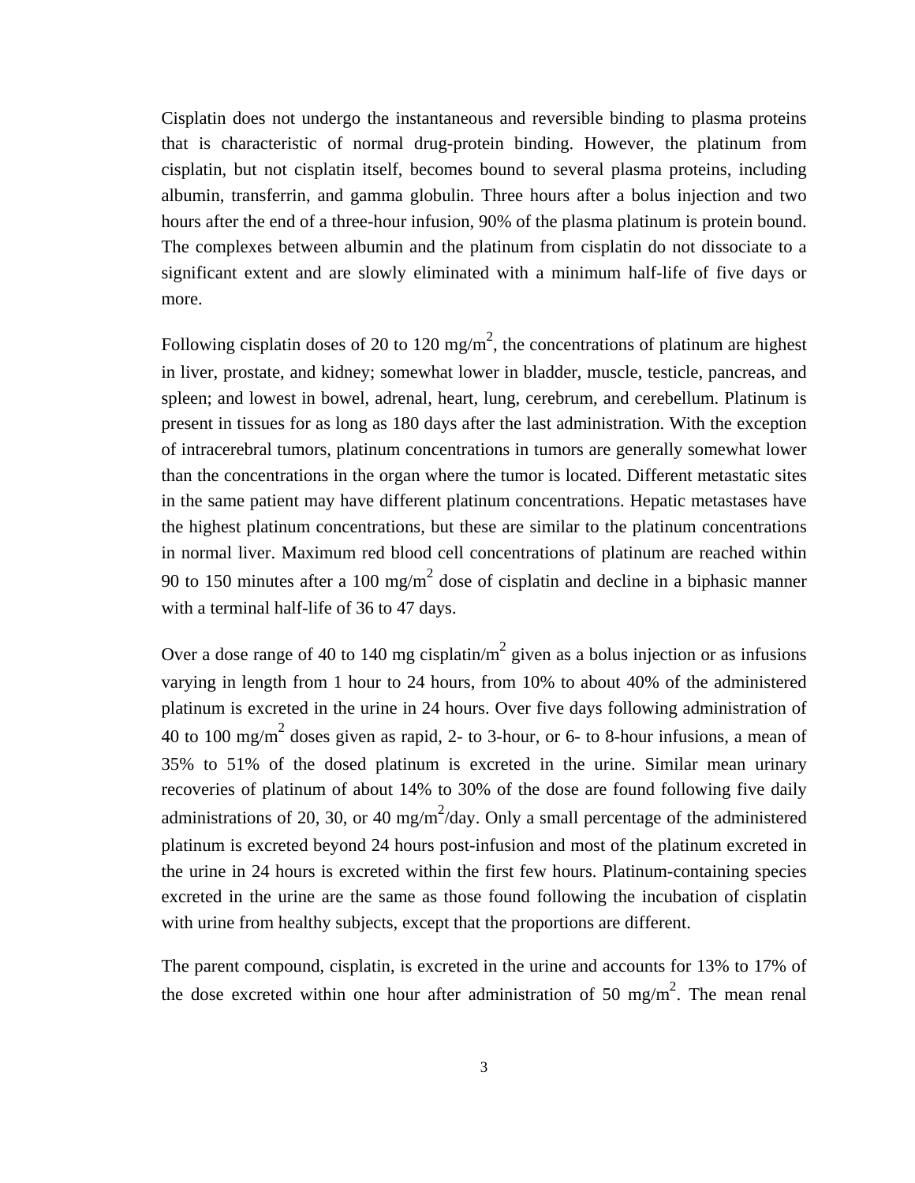Cisplatin does not undergo the instantaneous and reversible binding to plasma proteins that is characteristic of normal drug-protein binding. However, the platinum from cisplatin, but not cisplatin itself, becomes bound to several plasma proteins, including albumin, transferrin, and gamma globulin. Three hours after a bolus injection and two hours after the end of a three-hour infusion, 90% of the plasma platinum is protein bound. The complexes between albumin and the platinum from cisplatin do not dissociate to a significant extent and are slowly eliminated with a minimum half-life of five days or more.

Following cisplatin doses of 20 to 120 mg/$m^2$, the concentrations of platinum are highest in liver, prostate, and kidney; somewhat lower in bladder, muscle, testicle, pancreas, and spleen; and lowest in bowel, adrenal, heart, lung, cerebrum, and cerebellum. Platinum is present in tissues for as long as 180 days after the last administration. With the exception of intracerebral tumors, platinum concentrations in tumors are generally somewhat lower than the concentrations in the organ where the tumor is located. Different metastatic sites in the same patient may have different platinum concentrations. Hepatic metastases have the highest platinum concentrations, but these are similar to the platinum concentrations in normal liver. Maximum red blood cell concentrations of platinum are reached within 90 to 150 minutes after a 100 mg/$m^2$ dose of cisplatin and decline in a biphasic manner with a terminal half-life of 36 to 47 days.

Over a dose range of 40 to 140 mg cisplatin/$m^2$ given as a bolus injection or as infusions varying in length from 1 hour to 24 hours, from 10% to about 40% of the administered platinum is excreted in the urine in 24 hours. Over five days following administration of 40 to 100 mg/$m^2$ doses given as rapid, 2- to 3-hour, or 6- to 8-hour infusions, a mean of 35% to 51% of the dosed platinum is excreted in the urine. Similar mean urinary recoveries of platinum of about 14% to 30% of the dose are found following five daily administrations of 20, 30, or 40 mg/$m^2$/day. Only a small percentage of the administered platinum is excreted beyond 24 hours post-infusion and most of the platinum excreted in the urine in 24 hours is excreted within the first few hours. Platinum-containing species excreted in the urine are the same as those found following the incubation of cisplatin with urine from healthy subjects, except that the proportions are different.

The parent compound, cisplatin, is excreted in the urine and accounts for 13% to 17% of the dose excreted within one hour after administration of 50 mg/$m^2$. The mean renal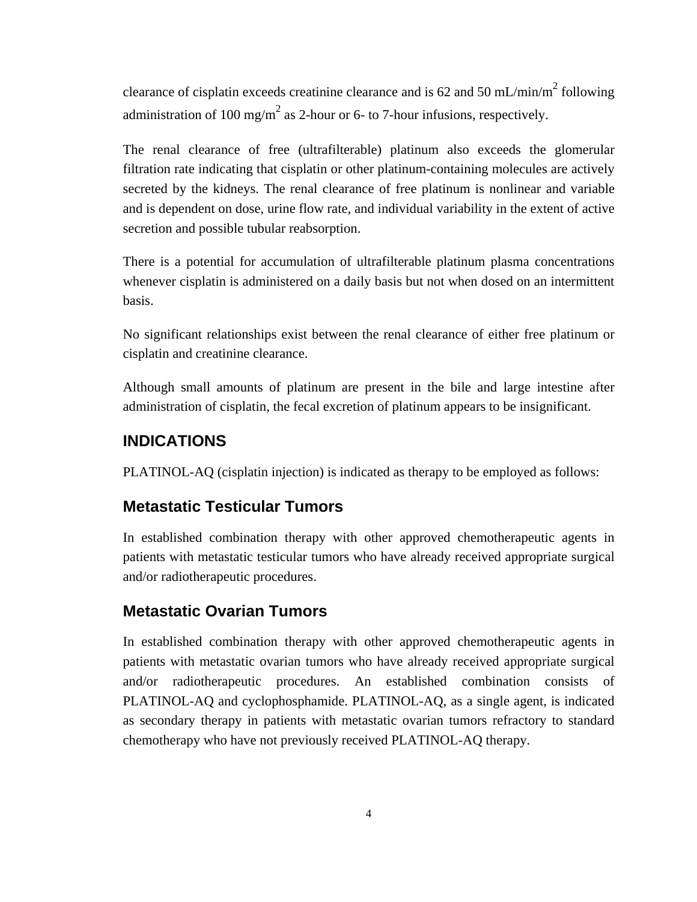clearance of cisplatin exceeds creatinine clearance and is 62 and 50 mL/min/$m^2$ following administration of 100 mg/$m^2$ as 2-hour or 6- to 7-hour infusions, respectively.

The renal clearance of free (ultrafilterable) platinum also exceeds the glomerular filtration rate indicating that cisplatin or other platinum-containing molecules are actively secreted by the kidneys. The renal clearance of free platinum is nonlinear and variable and is dependent on dose, urine flow rate, and individual variability in the extent of active secretion and possible tubular reabsorption.

There is a potential for accumulation of ultrafilterable platinum plasma concentrations whenever cisplatin is administered on a daily basis but not when dosed on an intermittent basis.

No significant relationships exist between the renal clearance of either free platinum or cisplatin and creatinine clearance.

Although small amounts of platinum are present in the bile and large intestine after administration of cisplatin, the fecal excretion of platinum appears to be insignificant.

## INDICATIONS

PLATINOL-AQ (cisplatin injection) is indicated as therapy to be employed as follows:

### Metastatic Testicular Tumors

In established combination therapy with other approved chemotherapeutic agents in patients with metastatic testicular tumors who have already received appropriate surgical and/or radiotherapeutic procedures.

### Metastatic Ovarian Tumors

In established combination therapy with other approved chemotherapeutic agents in patients with metastatic ovarian tumors who have already received appropriate surgical and/or radiotherapeutic procedures. An established combination consists of PLATINOL-AQ and cyclophosphamide. PLATINOL-AQ, as a single agent, is indicated as secondary therapy in patients with metastatic ovarian tumors refractory to standard chemotherapy who have not previously received PLATINOL-AQ therapy.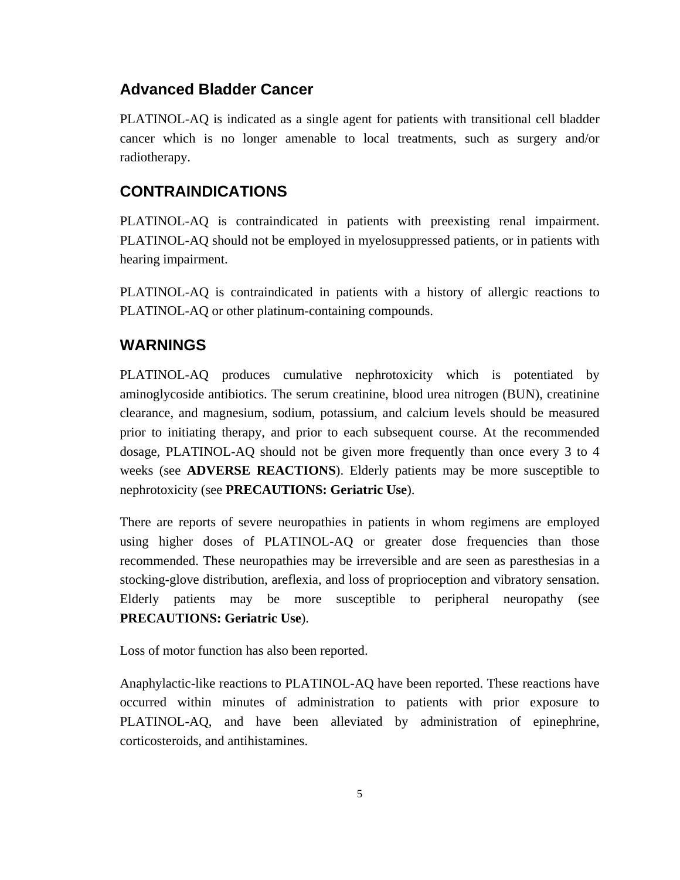## Advanced Bladder Cancer

PLATINOL-AQ is indicated as a single agent for patients with transitional cell bladder cancer which is no longer amenable to local treatments, such as surgery and/or radiotherapy.

## CONTRAINDICATIONS

PLATINOL-AQ is contraindicated in patients with preexisting renal impairment. PLATINOL-AQ should not be employed in myelosuppressed patients, or in patients with hearing impairment.

PLATINOL-AQ is contraindicated in patients with a history of allergic reactions to PLATINOL-AQ or other platinum-containing compounds.

## WARNINGS

PLATINOL-AQ produces cumulative nephrotoxicity which is potentiated by aminoglycoside antibiotics. The serum creatinine, blood urea nitrogen (BUN), creatinine clearance, and magnesium, sodium, potassium, and calcium levels should be measured prior to initiating therapy, and prior to each subsequent course. At the recommended dosage, PLATINOL-AQ should not be given more frequently than once every 3 to 4 weeks (see **ADVERSE REACTIONS**). Elderly patients may be more susceptible to nephrotoxicity (see **PRECAUTIONS: Geriatric Use**).

There are reports of severe neuropathies in patients in whom regimens are employed using higher doses of PLATINOL-AQ or greater dose frequencies than those recommended. These neuropathies may be irreversible and are seen as paresthesias in a stocking-glove distribution, areflexia, and loss of proprioception and vibratory sensation. Elderly patients may be more susceptible to peripheral neuropathy (see **PRECAUTIONS: Geriatric Use**).

Loss of motor function has also been reported.

Anaphylactic-like reactions to PLATINOL-AQ have been reported. These reactions have occurred within minutes of administration to patients with prior exposure to PLATINOL-AQ, and have been alleviated by administration of epinephrine, corticosteroids, and antihistamines.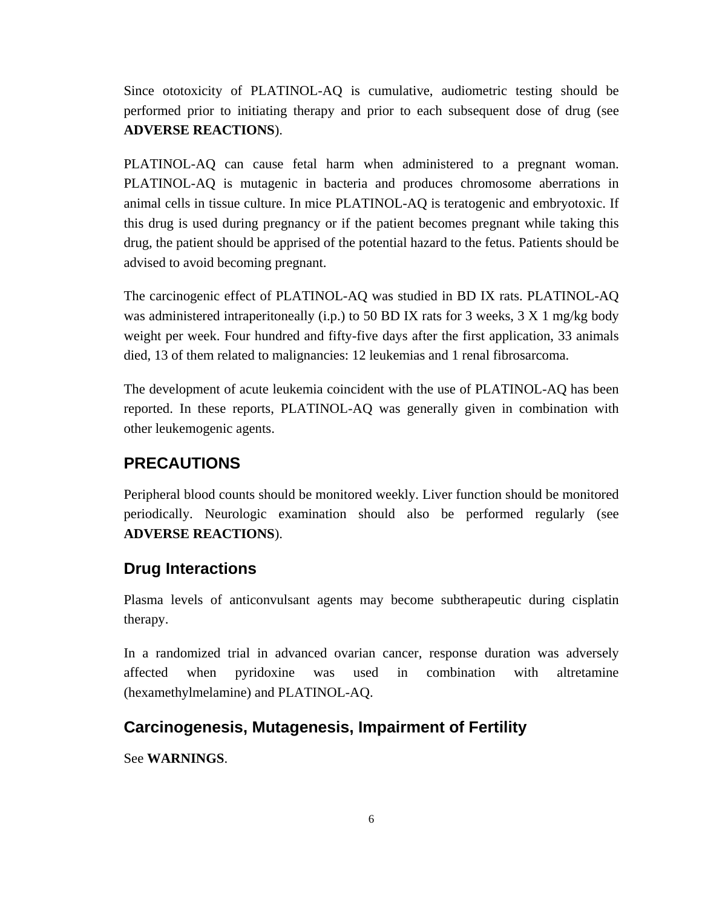Since ototoxicity of PLATINOL-AQ is cumulative, audiometric testing should be performed prior to initiating therapy and prior to each subsequent dose of drug (see **ADVERSE REACTIONS**).

PLATINOL-AQ can cause fetal harm when administered to a pregnant woman. PLATINOL-AQ is mutagenic in bacteria and produces chromosome aberrations in animal cells in tissue culture. In mice PLATINOL-AQ is teratogenic and embryotoxic. If this drug is used during pregnancy or if the patient becomes pregnant while taking this drug, the patient should be apprised of the potential hazard to the fetus. Patients should be advised to avoid becoming pregnant.

The carcinogenic effect of PLATINOL-AQ was studied in BD IX rats. PLATINOL-AQ was administered intraperitoneally (i.p.) to 50 BD IX rats for 3 weeks, 3 X 1 mg/kg body weight per week. Four hundred and fifty-five days after the first application, 33 animals died, 13 of them related to malignancies: 12 leukemias and 1 renal fibrosarcoma.

The development of acute leukemia coincident with the use of PLATINOL-AQ has been reported. In these reports, PLATINOL-AQ was generally given in combination with other leukemogenic agents.

## PRECAUTIONS

Peripheral blood counts should be monitored weekly. Liver function should be monitored periodically. Neurologic examination should also be performed regularly (see **ADVERSE REACTIONS**).

### Drug Interactions

Plasma levels of anticonvulsant agents may become subtherapeutic during cisplatin therapy.

In a randomized trial in advanced ovarian cancer, response duration was adversely affected when pyridoxine was used in combination with altretamine (hexamethylmelamine) and PLATINOL-AQ.

### Carcinogenesis, Mutagenesis, Impairment of Fertility

See **WARNINGS**.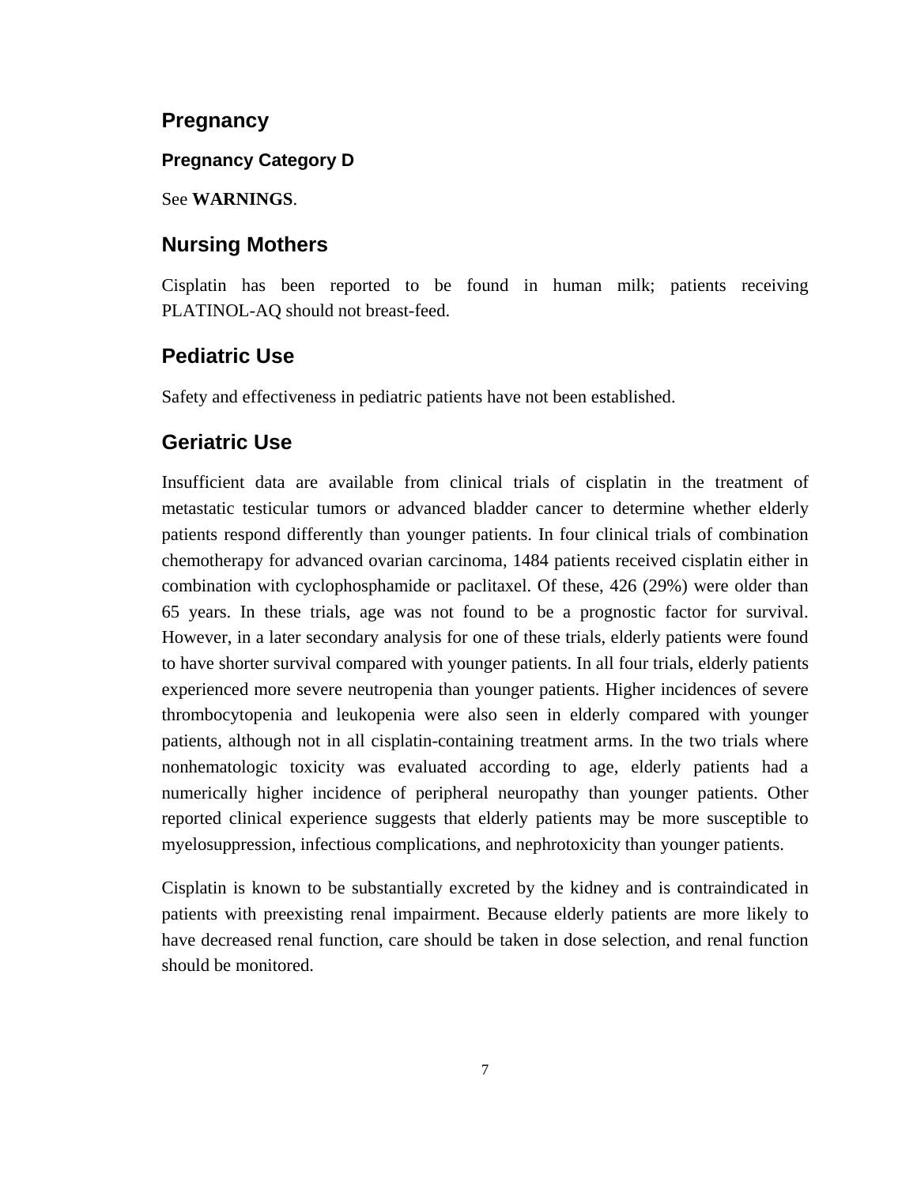## Pregnancy

### Pregnancy Category D

See **WARNINGS**.

## Nursing Mothers

Cisplatin has been reported to be found in human milk; patients receiving PLATINOL-AQ should not breast-feed.

## Pediatric Use

Safety and effectiveness in pediatric patients have not been established.

## Geriatric Use

Insufficient data are available from clinical trials of cisplatin in the treatment of metastatic testicular tumors or advanced bladder cancer to determine whether elderly patients respond differently than younger patients. In four clinical trials of combination chemotherapy for advanced ovarian carcinoma, 1484 patients received cisplatin either in combination with cyclophosphamide or paclitaxel. Of these, 426 (29%) were older than 65 years. In these trials, age was not found to be a prognostic factor for survival. However, in a later secondary analysis for one of these trials, elderly patients were found to have shorter survival compared with younger patients. In all four trials, elderly patients experienced more severe neutropenia than younger patients. Higher incidences of severe thrombocytopenia and leukopenia were also seen in elderly compared with younger patients, although not in all cisplatin-containing treatment arms. In the two trials where nonhematologic toxicity was evaluated according to age, elderly patients had a numerically higher incidence of peripheral neuropathy than younger patients. Other reported clinical experience suggests that elderly patients may be more susceptible to myelosuppression, infectious complications, and nephrotoxicity than younger patients.

Cisplatin is known to be substantially excreted by the kidney and is contraindicated in patients with preexisting renal impairment. Because elderly patients are more likely to have decreased renal function, care should be taken in dose selection, and renal function should be monitored.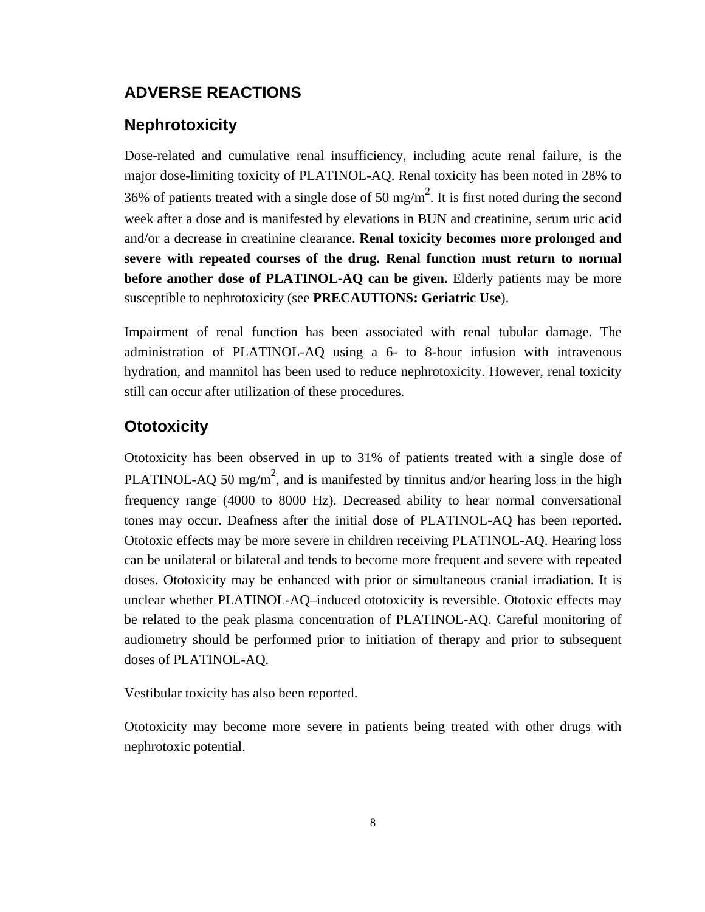## ADVERSE REACTIONS

### Nephrotoxicity

Dose-related and cumulative renal insufficiency, including acute renal failure, is the major dose-limiting toxicity of PLATINOL-AQ. Renal toxicity has been noted in 28% to 36% of patients treated with a single dose of 50 mg/$m^2$. It is first noted during the second week after a dose and is manifested by elevations in BUN and creatinine, serum uric acid and/or a decrease in creatinine clearance. **Renal toxicity becomes more prolonged and severe with repeated courses of the drug. Renal function must return to normal before another dose of PLATINOL-AQ can be given.** Elderly patients may be more susceptible to nephrotoxicity (see **PRECAUTIONS: Geriatric Use**).

Impairment of renal function has been associated with renal tubular damage. The administration of PLATINOL-AQ using a 6- to 8-hour infusion with intravenous hydration, and mannitol has been used to reduce nephrotoxicity. However, renal toxicity still can occur after utilization of these procedures.

### Ototoxicity

Ototoxicity has been observed in up to 31% of patients treated with a single dose of PLATINOL-AQ 50 mg/$m^2$, and is manifested by tinnitus and/or hearing loss in the high frequency range (4000 to 8000 Hz). Decreased ability to hear normal conversational tones may occur. Deafness after the initial dose of PLATINOL-AQ has been reported. Ototoxic effects may be more severe in children receiving PLATINOL-AQ. Hearing loss can be unilateral or bilateral and tends to become more frequent and severe with repeated doses. Ototoxicity may be enhanced with prior or simultaneous cranial irradiation. It is unclear whether PLATINOL-AQ–induced ototoxicity is reversible. Ototoxic effects may be related to the peak plasma concentration of PLATINOL-AQ. Careful monitoring of audiometry should be performed prior to initiation of therapy and prior to subsequent doses of PLATINOL-AQ.

Vestibular toxicity has also been reported.

Ototoxicity may become more severe in patients being treated with other drugs with nephrotoxic potential.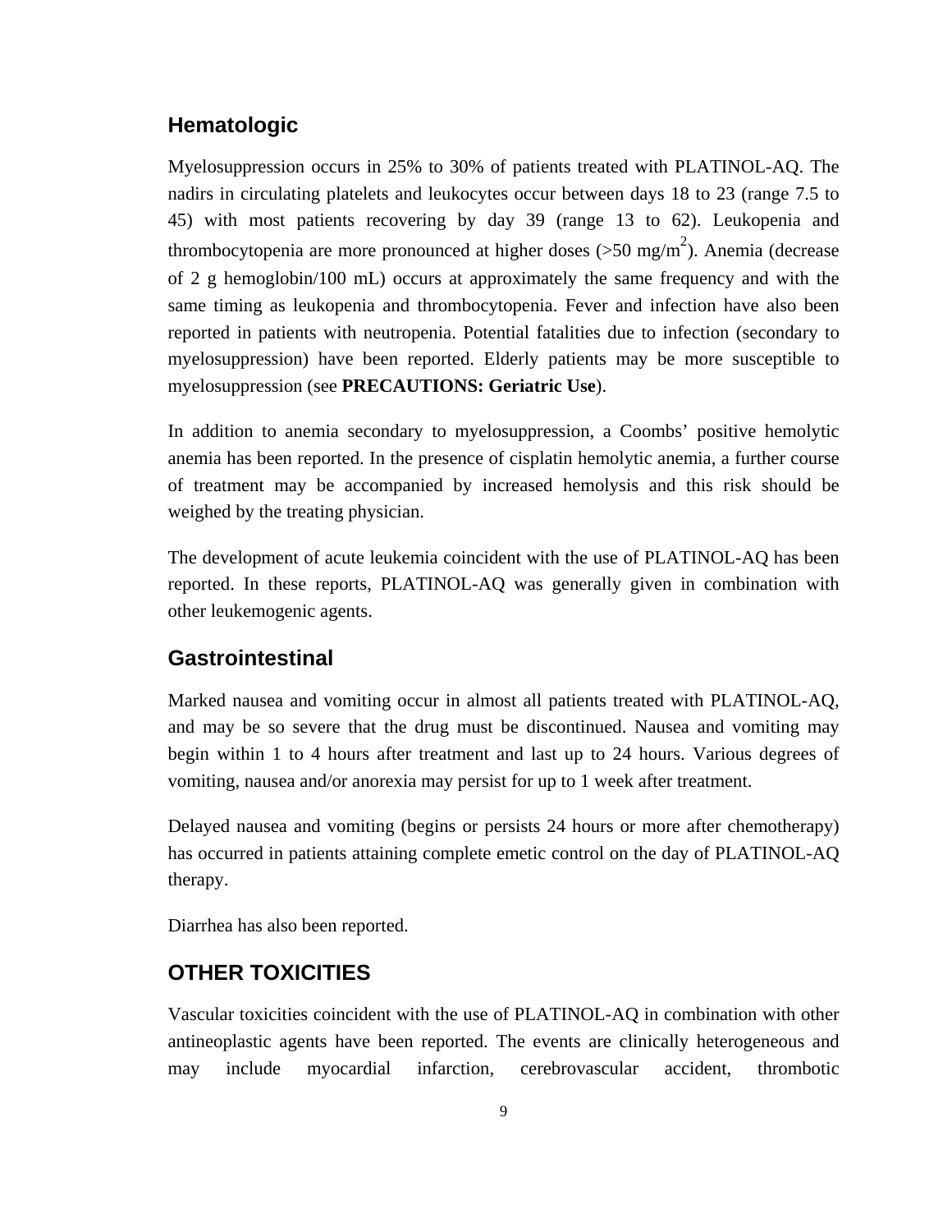## Hematologic

Myelosuppression occurs in 25% to 30% of patients treated with PLATINOL-AQ. The nadirs in circulating platelets and leukocytes occur between days 18 to 23 (range 7.5 to 45) with most patients recovering by day 39 (range 13 to 62). Leukopenia and thrombocytopenia are more pronounced at higher doses (>50 mg/$m^2$). Anemia (decrease of 2 g hemoglobin/100 mL) occurs at approximately the same frequency and with the same timing as leukopenia and thrombocytopenia. Fever and infection have also been reported in patients with neutropenia. Potential fatalities due to infection (secondary to myelosuppression) have been reported. Elderly patients may be more susceptible to myelosuppression (see **PRECAUTIONS: Geriatric Use**).

In addition to anemia secondary to myelosuppression, a Coombs' positive hemolytic anemia has been reported. In the presence of cisplatin hemolytic anemia, a further course of treatment may be accompanied by increased hemolysis and this risk should be weighed by the treating physician.

The development of acute leukemia coincident with the use of PLATINOL-AQ has been reported. In these reports, PLATINOL-AQ was generally given in combination with other leukemogenic agents.

## Gastrointestinal

Marked nausea and vomiting occur in almost all patients treated with PLATINOL-AQ, and may be so severe that the drug must be discontinued. Nausea and vomiting may begin within 1 to 4 hours after treatment and last up to 24 hours. Various degrees of vomiting, nausea and/or anorexia may persist for up to 1 week after treatment.

Delayed nausea and vomiting (begins or persists 24 hours or more after chemotherapy) has occurred in patients attaining complete emetic control on the day of PLATINOL-AQ therapy.

Diarrhea has also been reported.

## OTHER TOXICITIES

Vascular toxicities coincident with the use of PLATINOL-AQ in combination with other antineoplastic agents have been reported. The events are clinically heterogeneous and may include myocardial infarction, cerebrovascular accident, thrombotic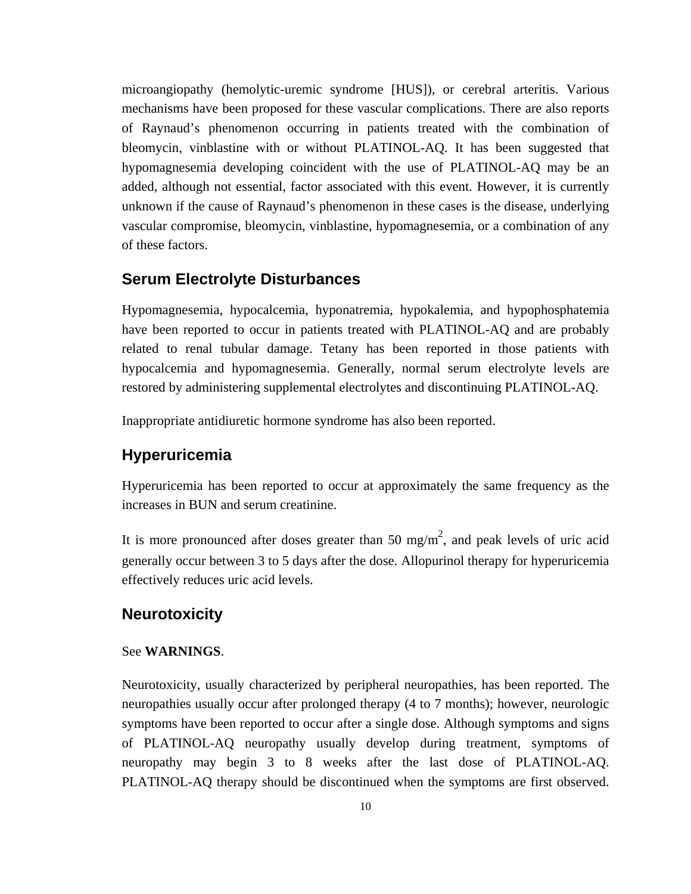microangiopathy (hemolytic-uremic syndrome [HUS]), or cerebral arteritis. Various mechanisms have been proposed for these vascular complications. There are also reports of Raynaud's phenomenon occurring in patients treated with the combination of bleomycin, vinblastine with or without PLATINOL-AQ. It has been suggested that hypomagnesemia developing coincident with the use of PLATINOL-AQ may be an added, although not essential, factor associated with this event. However, it is currently unknown if the cause of Raynaud's phenomenon in these cases is the disease, underlying vascular compromise, bleomycin, vinblastine, hypomagnesemia, or a combination of any of these factors.

## Serum Electrolyte Disturbances

Hypomagnesemia, hypocalcemia, hyponatremia, hypokalemia, and hypophosphatemia have been reported to occur in patients treated with PLATINOL-AQ and are probably related to renal tubular damage. Tetany has been reported in those patients with hypocalcemia and hypomagnesemia. Generally, normal serum electrolyte levels are restored by administering supplemental electrolytes and discontinuing PLATINOL-AQ.

Inappropriate antidiuretic hormone syndrome has also been reported.

## Hyperuricemia

Hyperuricemia has been reported to occur at approximately the same frequency as the increases in BUN and serum creatinine.

It is more pronounced after doses greater than 50 mg/m$^2$, and peak levels of uric acid generally occur between 3 to 5 days after the dose. Allopurinol therapy for hyperuricemia effectively reduces uric acid levels.

## Neurotoxicity

See **WARNINGS**.

Neurotoxicity, usually characterized by peripheral neuropathies, has been reported. The neuropathies usually occur after prolonged therapy (4 to 7 months); however, neurologic symptoms have been reported to occur after a single dose. Although symptoms and signs of PLATINOL-AQ neuropathy usually develop during treatment, symptoms of neuropathy may begin 3 to 8 weeks after the last dose of PLATINOL-AQ. PLATINOL-AQ therapy should be discontinued when the symptoms are first observed.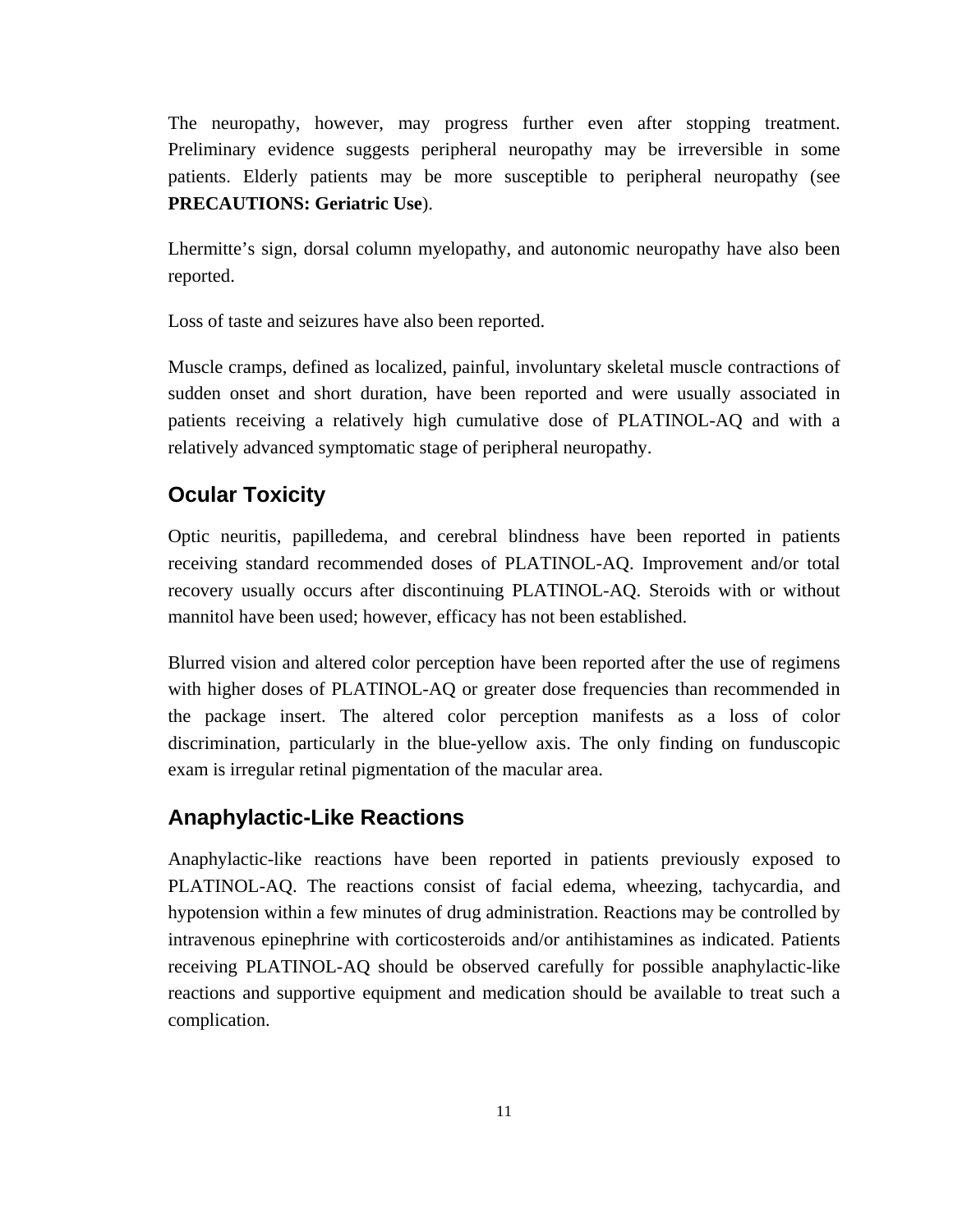The neuropathy, however, may progress further even after stopping treatment. Preliminary evidence suggests peripheral neuropathy may be irreversible in some patients. Elderly patients may be more susceptible to peripheral neuropathy (see **PRECAUTIONS: Geriatric Use**).

Lhermitte's sign, dorsal column myelopathy, and autonomic neuropathy have also been reported.

Loss of taste and seizures have also been reported.

Muscle cramps, defined as localized, painful, involuntary skeletal muscle contractions of sudden onset and short duration, have been reported and were usually associated in patients receiving a relatively high cumulative dose of PLATINOL-AQ and with a relatively advanced symptomatic stage of peripheral neuropathy.

## Ocular Toxicity

Optic neuritis, papilledema, and cerebral blindness have been reported in patients receiving standard recommended doses of PLATINOL-AQ. Improvement and/or total recovery usually occurs after discontinuing PLATINOL-AQ. Steroids with or without mannitol have been used; however, efficacy has not been established.

Blurred vision and altered color perception have been reported after the use of regimens with higher doses of PLATINOL-AQ or greater dose frequencies than recommended in the package insert. The altered color perception manifests as a loss of color discrimination, particularly in the blue-yellow axis. The only finding on funduscopic exam is irregular retinal pigmentation of the macular area.

## Anaphylactic-Like Reactions

Anaphylactic-like reactions have been reported in patients previously exposed to PLATINOL-AQ. The reactions consist of facial edema, wheezing, tachycardia, and hypotension within a few minutes of drug administration. Reactions may be controlled by intravenous epinephrine with corticosteroids and/or antihistamines as indicated. Patients receiving PLATINOL-AQ should be observed carefully for possible anaphylactic-like reactions and supportive equipment and medication should be available to treat such a complication.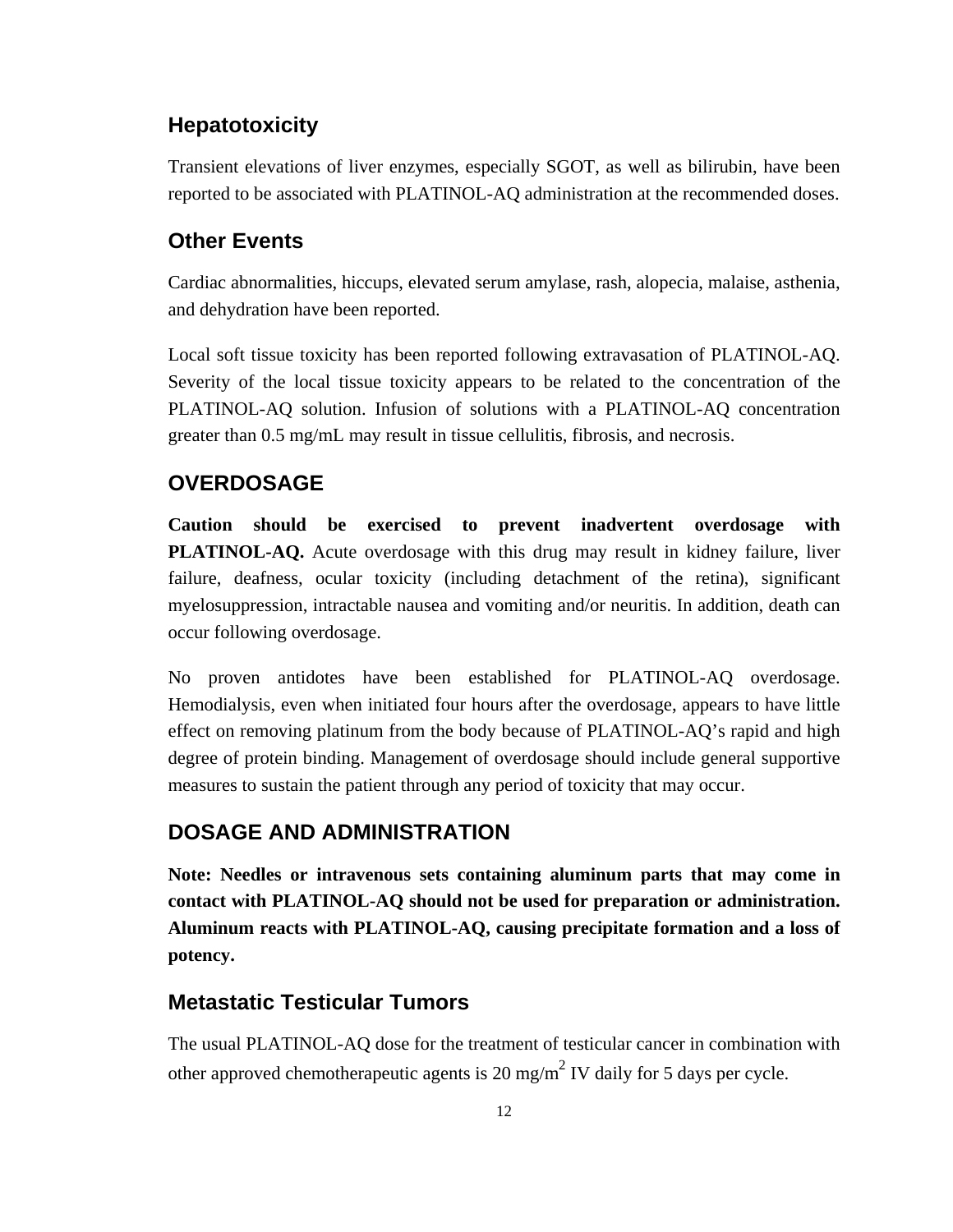## Hepatotoxicity

Transient elevations of liver enzymes, especially SGOT, as well as bilirubin, have been reported to be associated with PLATINOL-AQ administration at the recommended doses.

## Other Events

Cardiac abnormalities, hiccups, elevated serum amylase, rash, alopecia, malaise, asthenia, and dehydration have been reported.

Local soft tissue toxicity has been reported following extravasation of PLATINOL-AQ. Severity of the local tissue toxicity appears to be related to the concentration of the PLATINOL-AQ solution. Infusion of solutions with a PLATINOL-AQ concentration greater than 0.5 mg/mL may result in tissue cellulitis, fibrosis, and necrosis.

## OVERDOSAGE

**Caution should be exercised to prevent inadvertent overdosage with PLATINOL-AQ.** Acute overdosage with this drug may result in kidney failure, liver failure, deafness, ocular toxicity (including detachment of the retina), significant myelosuppression, intractable nausea and vomiting and/or neuritis. In addition, death can occur following overdosage.

No proven antidotes have been established for PLATINOL-AQ overdosage. Hemodialysis, even when initiated four hours after the overdosage, appears to have little effect on removing platinum from the body because of PLATINOL-AQ's rapid and high degree of protein binding. Management of overdosage should include general supportive measures to sustain the patient through any period of toxicity that may occur.

## DOSAGE AND ADMINISTRATION

**Note: Needles or intravenous sets containing aluminum parts that may come in contact with PLATINOL-AQ should not be used for preparation or administration. Aluminum reacts with PLATINOL-AQ, causing precipitate formation and a loss of potency.**

## Metastatic Testicular Tumors

The usual PLATINOL-AQ dose for the treatment of testicular cancer in combination with other approved chemotherapeutic agents is 20 mg/$m^2$ IV daily for 5 days per cycle.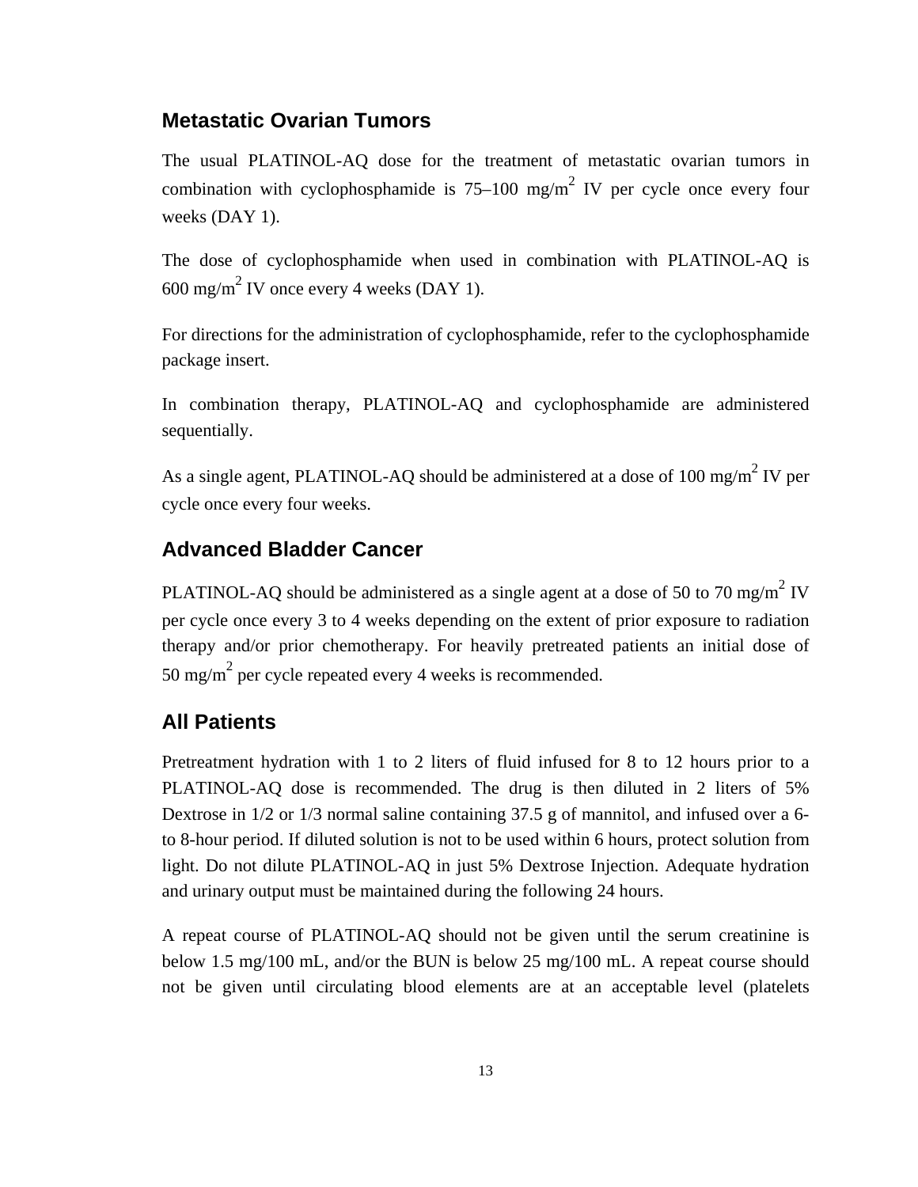## Metastatic Ovarian Tumors

The usual PLATINOL-AQ dose for the treatment of metastatic ovarian tumors in combination with cyclophosphamide is 75–100 mg/m$^2$ IV per cycle once every four weeks (DAY 1).

The dose of cyclophosphamide when used in combination with PLATINOL-AQ is 600 mg/m$^2$ IV once every 4 weeks (DAY 1).

For directions for the administration of cyclophosphamide, refer to the cyclophosphamide package insert.

In combination therapy, PLATINOL-AQ and cyclophosphamide are administered sequentially.

As a single agent, PLATINOL-AQ should be administered at a dose of 100 mg/m$^2$ IV per cycle once every four weeks.

## Advanced Bladder Cancer

PLATINOL-AQ should be administered as a single agent at a dose of 50 to 70 mg/m$^2$ IV per cycle once every 3 to 4 weeks depending on the extent of prior exposure to radiation therapy and/or prior chemotherapy. For heavily pretreated patients an initial dose of 50 mg/m$^2$ per cycle repeated every 4 weeks is recommended.

## All Patients

Pretreatment hydration with 1 to 2 liters of fluid infused for 8 to 12 hours prior to a PLATINOL-AQ dose is recommended. The drug is then diluted in 2 liters of 5% Dextrose in 1/2 or 1/3 normal saline containing 37.5 g of mannitol, and infused over a 6- to 8-hour period. If diluted solution is not to be used within 6 hours, protect solution from light. Do not dilute PLATINOL-AQ in just 5% Dextrose Injection. Adequate hydration and urinary output must be maintained during the following 24 hours.

A repeat course of PLATINOL-AQ should not be given until the serum creatinine is below 1.5 mg/100 mL, and/or the BUN is below 25 mg/100 mL. A repeat course should not be given until circulating blood elements are at an acceptable level (platelets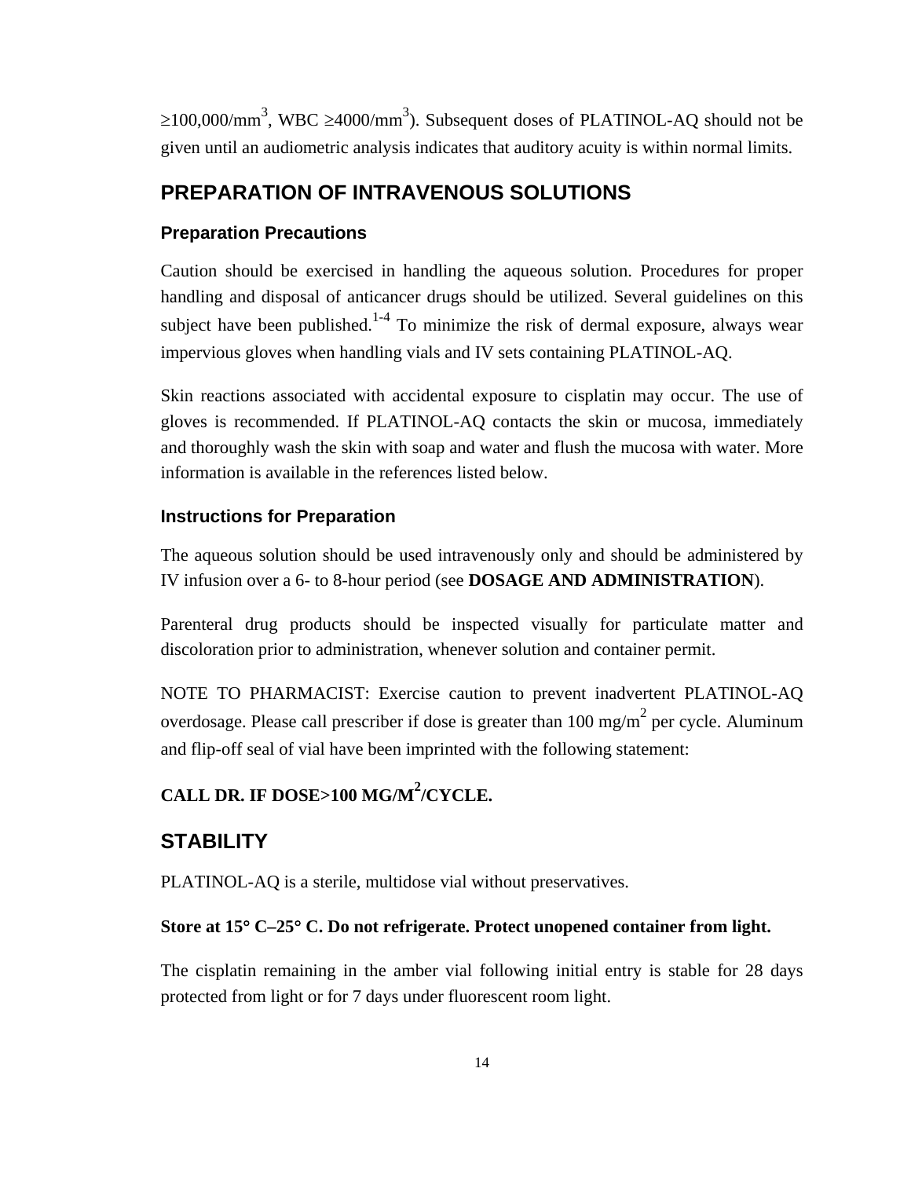≥100,000/mm$^3$, WBC ≥4000/mm$^3$). Subsequent doses of PLATINOL-AQ should not be given until an audiometric analysis indicates that auditory acuity is within normal limits.

## PREPARATION OF INTRAVENOUS SOLUTIONS

### Preparation Precautions

Caution should be exercised in handling the aqueous solution. Procedures for proper handling and disposal of anticancer drugs should be utilized. Several guidelines on this subject have been published.[1-4] To minimize the risk of dermal exposure, always wear impervious gloves when handling vials and IV sets containing PLATINOL-AQ.

Skin reactions associated with accidental exposure to cisplatin may occur. The use of gloves is recommended. If PLATINOL-AQ contacts the skin or mucosa, immediately and thoroughly wash the skin with soap and water and flush the mucosa with water. More information is available in the references listed below.

### Instructions for Preparation

The aqueous solution should be used intravenously only and should be administered by IV infusion over a 6- to 8-hour period (see **DOSAGE AND ADMINISTRATION**).

Parenteral drug products should be inspected visually for particulate matter and discoloration prior to administration, whenever solution and container permit.

NOTE TO PHARMACIST: Exercise caution to prevent inadvertent PLATINOL-AQ overdosage. Please call prescriber if dose is greater than 100 mg/m$^2$ per cycle. Aluminum and flip-off seal of vial have been imprinted with the following statement:

**CALL DR. IF DOSE>100 MG/M$^2$/CYCLE.**

## STABILITY

PLATINOL-AQ is a sterile, multidose vial without preservatives.

**Store at 15° C–25° C. Do not refrigerate. Protect unopened container from light.**

The cisplatin remaining in the amber vial following initial entry is stable for 28 days protected from light or for 7 days under fluorescent room light.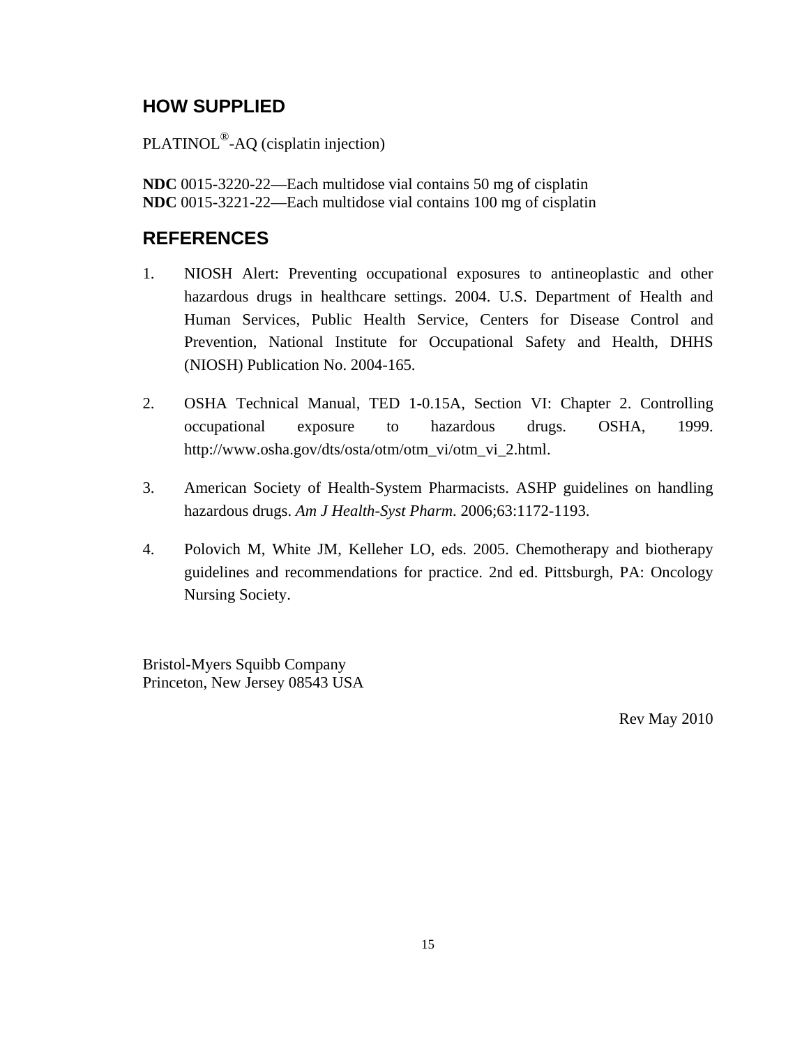## HOW SUPPLIED

PLATINOL®-AQ (cisplatin injection)

**NDC** 0015-3220-22—Each multidose vial contains 50 mg of cisplatin
**NDC** 0015-3221-22—Each multidose vial contains 100 mg of cisplatin

## REFERENCES

1. NIOSH Alert: Preventing occupational exposures to antineoplastic and other hazardous drugs in healthcare settings. 2004. U.S. Department of Health and Human Services, Public Health Service, Centers for Disease Control and Prevention, National Institute for Occupational Safety and Health, DHHS (NIOSH) Publication No. 2004-165.
2. OSHA Technical Manual, TED 1-0.15A, Section VI: Chapter 2. Controlling occupational exposure to hazardous drugs. OSHA, 1999. http://www.osha.gov/dts/osta/otm/otm_vi/otm_vi_2.html.
3. American Society of Health-System Pharmacists. ASHP guidelines on handling hazardous drugs. *Am J Health-Syst Pharm*. 2006;63:1172-1193.
4. Polovich M, White JM, Kelleher LO, eds. 2005. Chemotherapy and biotherapy guidelines and recommendations for practice. 2nd ed. Pittsburgh, PA: Oncology Nursing Society.

Bristol-Myers Squibb Company
Princeton, New Jersey 08543 USA

Rev May 2010